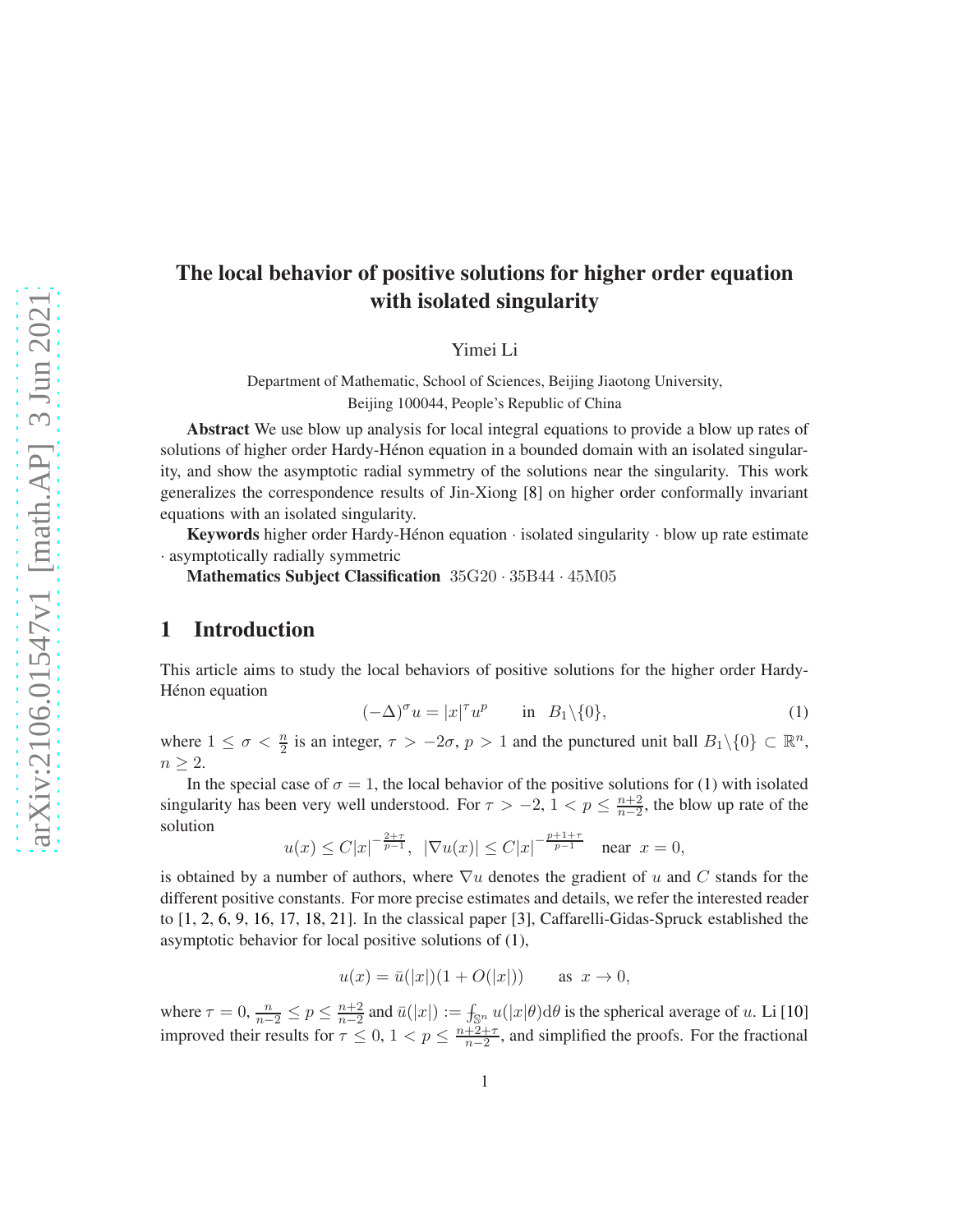# The local behavior of positive solutions for higher order equation with isolated singularity

Yimei Li

Department of Mathematic, School of Sciences, Beijing Jiaotong University,
Beijing 100044, People's Republic of China

**Abstract** We use blow up analysis for local integral equations to provide a blow up rates of solutions of higher order Hardy-Hénon equation in a bounded domain with an isolated singularity, and show the asymptotic radial symmetry of the solutions near the singularity. This work generalizes the correspondence results of Jin-Xiong [8] on higher order conformally invariant equations with an isolated singularity.

**Keywords** higher order Hardy-Hénon equation · isolated singularity · blow up rate estimate · asymptotically radially symmetric

**Mathematics Subject Classification** 35G20 · 35B44 · 45M05

## 1 Introduction

This article aims to study the local behaviors of positive solutions for the higher order Hardy-Hénon equation

$$(-\Delta)^{\sigma} u = |x|^{\tau} u^{p} \qquad \text{in} \quad B_1\backslash\{0\}, \tag{1}$$

where $1 \leq \sigma < \frac{n}{2}$ is an integer, $\tau > -2\sigma$, $p > 1$ and the punctured unit ball $B_1\backslash\{0\} \subset \mathbb{R}^n$, $n \geq 2$.

In the special case of $\sigma = 1$, the local behavior of the positive solutions for (1) with isolated singularity has been very well understood. For $\tau > -2$, $1 < p \leq \frac{n+2}{n-2}$, the blow up rate of the solution

$$u(x) \leq C|x|^{-\frac{2+\tau}{p-1}}, \;\; |\nabla u(x)| \leq C|x|^{-\frac{p+1+\tau}{p-1}} \quad \text{near} \;\; x = 0,$$

is obtained by a number of authors, where $\nabla u$ denotes the gradient of $u$ and $C$ stands for the different positive constants. For more precise estimates and details, we refer the interested reader to [1, 2, 6, 9, 16, 17, 18, 21]. In the classical paper [3], Caffarelli-Gidas-Spruck established the asymptotic behavior for local positive solutions of (1),

$$u(x) = \bar{u}(|x|)(1 + O(|x|)) \qquad \text{as} \;\; x \to 0,$$

where $\tau = 0$, $\frac{n}{n-2} \leq p \leq \frac{n+2}{n-2}$ and $\bar{u}(|x|) := ⨍_{\mathbb{S}^n} u(|x|\theta)\mathrm{d}\theta$ is the spherical average of $u$. Li [10] improved their results for $\tau \leq 0$, $1 < p \leq \frac{n+2+\tau}{n-2}$, and simplified the proofs. For the fractional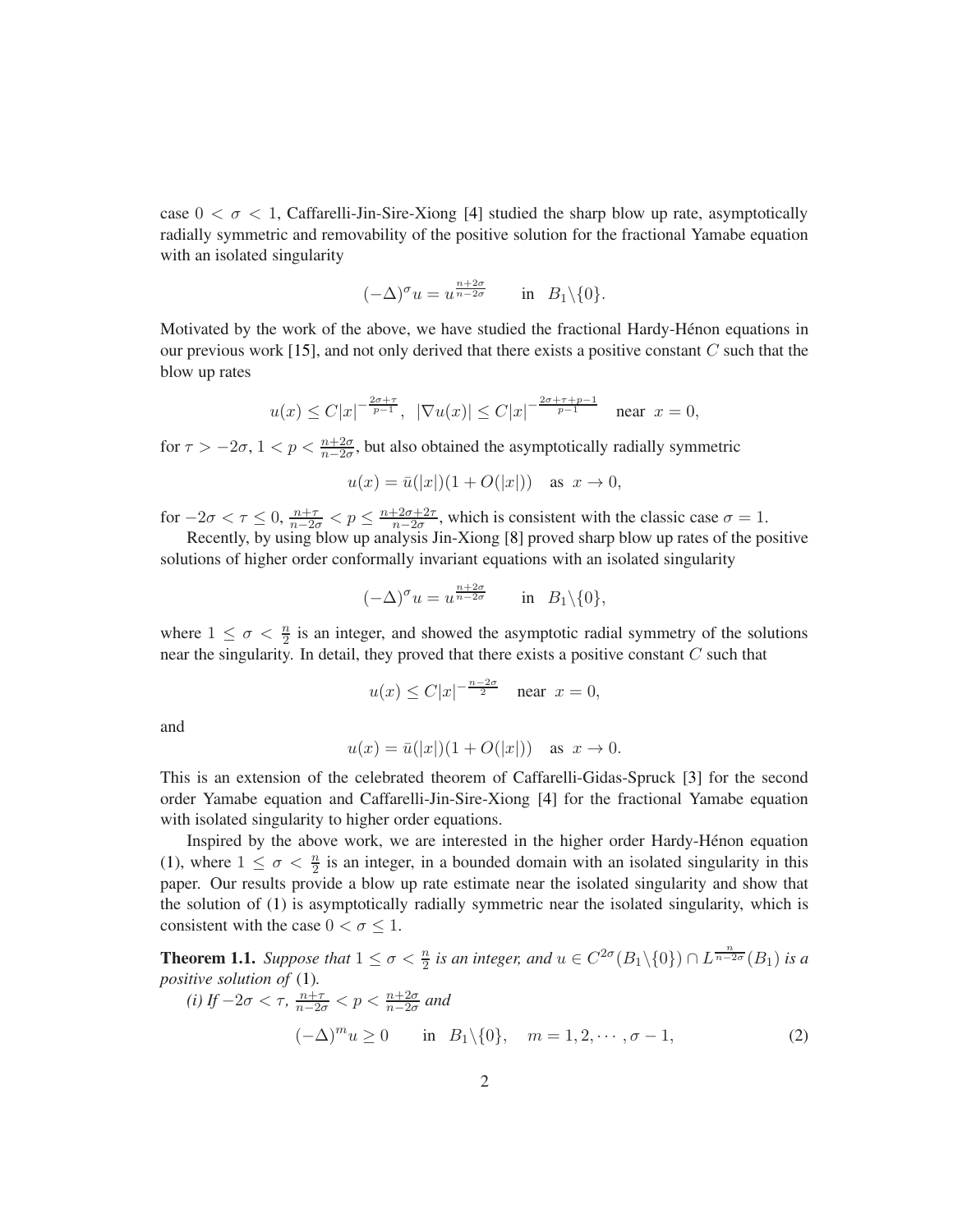case $0 < \sigma < 1$, Caffarelli-Jin-Sire-Xiong [4] studied the sharp blow up rate, asymptotically radially symmetric and removability of the positive solution for the fractional Yamabe equation with an isolated singularity

$$(-\Delta)^\sigma u = u^{\frac{n+2\sigma}{n-2\sigma}} \qquad \text{in} \quad B_1 \backslash \{0\}.$$

Motivated by the work of the above, we have studied the fractional Hardy-Hénon equations in our previous work [15], and not only derived that there exists a positive constant $C$ such that the blow up rates

$$u(x) \leq C|x|^{-\frac{2\sigma+\tau}{p-1}}, \;\; |\nabla u(x)| \leq C|x|^{-\frac{2\sigma+\tau+p-1}{p-1}} \quad \text{near} \;\; x = 0,$$

for $\tau > -2\sigma$, $1 < p < \frac{n+2\sigma}{n-2\sigma}$, but also obtained the asymptotically radially symmetric

$$u(x) = \bar{u}(|x|)(1 + O(|x|)) \quad \text{as} \;\; x \to 0,$$

for $-2\sigma < \tau \leq 0$, $\frac{n+\tau}{n-2\sigma} < p \leq \frac{n+2\sigma+2\tau}{n-2\sigma}$, which is consistent with the classic case $\sigma = 1$.

Recently, by using blow up analysis Jin-Xiong [8] proved sharp blow up rates of the positive solutions of higher order conformally invariant equations with an isolated singularity

$$(-\Delta)^\sigma u = u^{\frac{n+2\sigma}{n-2\sigma}} \qquad \text{in} \quad B_1 \backslash \{0\},$$

where $1 \leq \sigma < \frac{n}{2}$ is an integer, and showed the asymptotic radial symmetry of the solutions near the singularity. In detail, they proved that there exists a positive constant $C$ such that

$$u(x) \leq C|x|^{-\frac{n-2\sigma}{2}} \quad \text{near} \;\; x = 0,$$

and

$$u(x) = \bar{u}(|x|)(1 + O(|x|)) \quad \text{as} \;\; x \to 0.$$

This is an extension of the celebrated theorem of Caffarelli-Gidas-Spruck [3] for the second order Yamabe equation and Caffarelli-Jin-Sire-Xiong [4] for the fractional Yamabe equation with isolated singularity to higher order equations.

Inspired by the above work, we are interested in the higher order Hardy-Hénon equation (1), where $1 \leq \sigma < \frac{n}{2}$ is an integer, in a bounded domain with an isolated singularity in this paper. Our results provide a blow up rate estimate near the isolated singularity and show that the solution of (1) is asymptotically radially symmetric near the isolated singularity, which is consistent with the case $0 < \sigma \leq 1$.

**Theorem 1.1.** *Suppose that $1 \leq \sigma < \frac{n}{2}$ is an integer, and $u \in C^{2\sigma}(B_1 \backslash \{0\}) \cap L^{\frac{n}{n-2\sigma}}(B_1)$ is a positive solution of* (1).

*(i) If $-2\sigma < \tau$, $\frac{n+\tau}{n-2\sigma} < p < \frac{n+2\sigma}{n-2\sigma}$ and*

$$(-\Delta)^m u \geq 0 \qquad \text{in} \quad B_1 \backslash \{0\}, \quad m = 1, 2, \cdots, \sigma - 1, \tag{2}$$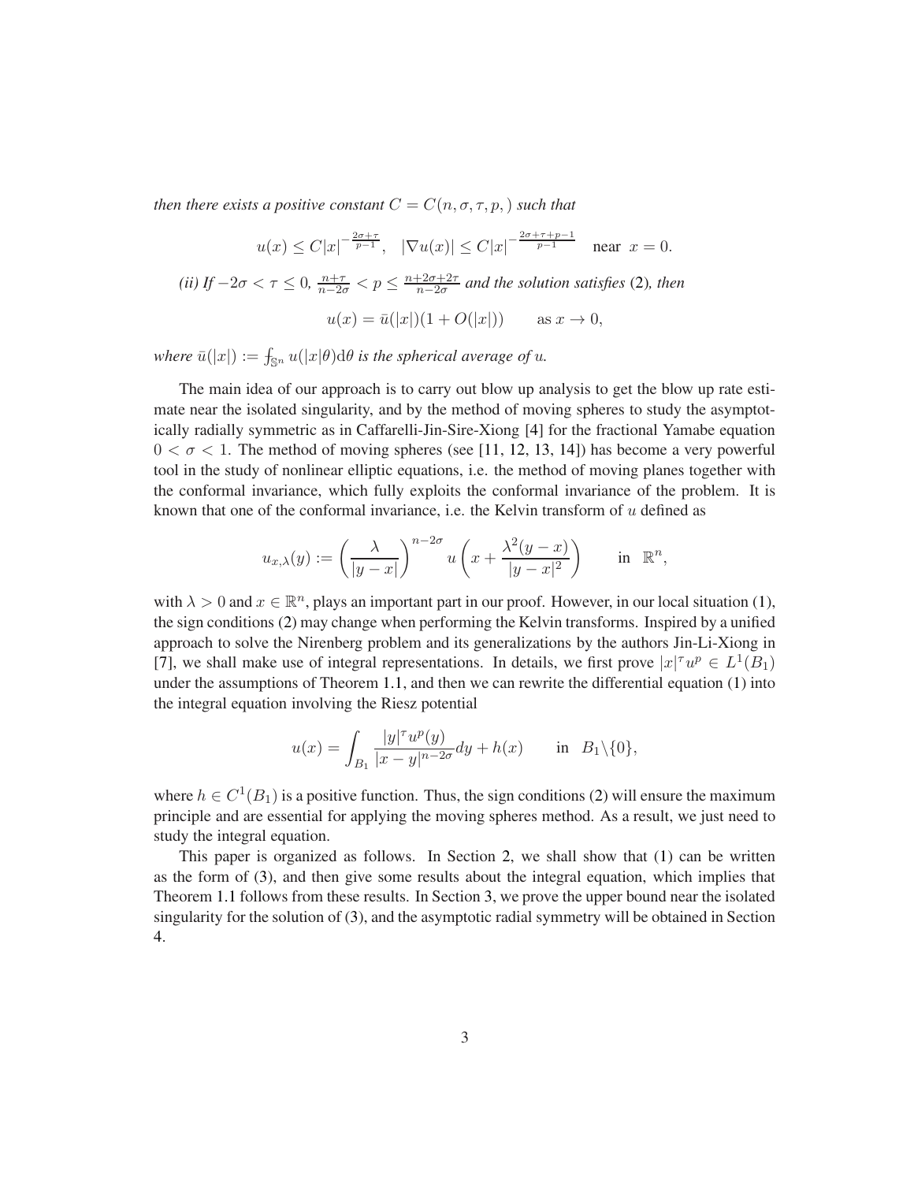*then there exists a positive constant $C = C(n, \sigma, \tau, p, )$ such that*

$$u(x) \le C|x|^{-\frac{2\sigma+\tau}{p-1}}, \quad |\nabla u(x)| \le C|x|^{-\frac{2\sigma+\tau+p-1}{p-1}} \quad \text{near } x = 0.$$

*(ii) If $-2\sigma < \tau \le 0$, $\frac{n+\tau}{n-2\sigma} < p \le \frac{n+2\sigma+2\tau}{n-2\sigma}$ and the solution satisfies* (2)*, then*

$$u(x) = \bar{u}(|x|)(1 + O(|x|)) \qquad \text{as } x \to 0,$$

*where $\bar{u}(|x|) := \fint_{\mathbb{S}^n} u(|x|\theta)\mathrm{d}\theta$ is the spherical average of $u$.*

The main idea of our approach is to carry out blow up analysis to get the blow up rate estimate near the isolated singularity, and by the method of moving spheres to study the asymptotically radially symmetric as in Caffarelli-Jin-Sire-Xiong [4] for the fractional Yamabe equation $0 < \sigma < 1$. The method of moving spheres (see [11, 12, 13, 14]) has become a very powerful tool in the study of nonlinear elliptic equations, i.e. the method of moving planes together with the conformal invariance, which fully exploits the conformal invariance of the problem. It is known that one of the conformal invariance, i.e. the Kelvin transform of $u$ defined as

$$u_{x,\lambda}(y) := \left(\frac{\lambda}{|y-x|}\right)^{n-2\sigma} u\left(x + \frac{\lambda^2(y-x)}{|y-x|^2}\right) \qquad \text{in } \mathbb{R}^n,$$

with $\lambda > 0$ and $x \in \mathbb{R}^n$, plays an important part in our proof. However, in our local situation (1), the sign conditions (2) may change when performing the Kelvin transforms. Inspired by a unified approach to solve the Nirenberg problem and its generalizations by the authors Jin-Li-Xiong in [7], we shall make use of integral representations. In details, we first prove $|x|^\tau u^p \in L^1(B_1)$ under the assumptions of Theorem 1.1, and then we can rewrite the differential equation (1) into the integral equation involving the Riesz potential

$$u(x) = \int_{B_1} \frac{|y|^\tau u^p(y)}{|x-y|^{n-2\sigma}} dy + h(x) \qquad \text{in } B_1 \backslash \{0\},$$

where $h \in C^1(B_1)$ is a positive function. Thus, the sign conditions (2) will ensure the maximum principle and are essential for applying the moving spheres method. As a result, we just need to study the integral equation.

This paper is organized as follows. In Section 2, we shall show that (1) can be written as the form of (3), and then give some results about the integral equation, which implies that Theorem 1.1 follows from these results. In Section 3, we prove the upper bound near the isolated singularity for the solution of (3), and the asymptotic radial symmetry will be obtained in Section 4.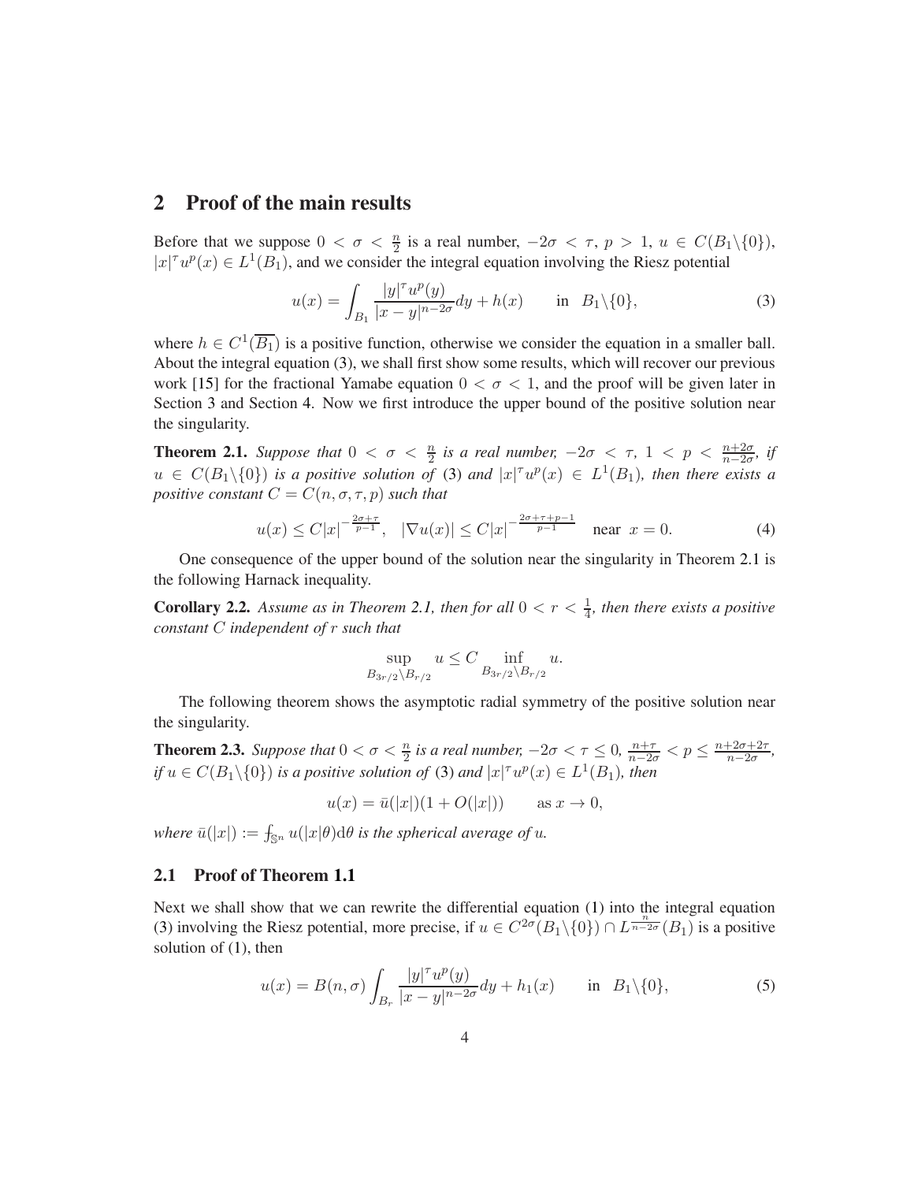## 2 Proof of the main results

Before that we suppose $0 < \sigma < \frac{n}{2}$ is a real number, $-2\sigma < \tau$, $p > 1$, $u \in C(B_1\backslash\{0\})$, $|x|^\tau u^p(x) \in L^1(B_1)$, and we consider the integral equation involving the Riesz potential

$$u(x) = \int_{B_1} \frac{|y|^\tau u^p(y)}{|x-y|^{n-2\sigma}} dy + h(x) \qquad \text{in} \quad B_1\backslash\{0\}, \tag{3}$$

where $h \in C^1(\overline{B_1})$ is a positive function, otherwise we consider the equation in a smaller ball. About the integral equation (3), we shall first show some results, which will recover our previous work [15] for the fractional Yamabe equation $0 < \sigma < 1$, and the proof will be given later in Section 3 and Section 4. Now we first introduce the upper bound of the positive solution near the singularity.

**Theorem 2.1.** *Suppose that $0 < \sigma < \frac{n}{2}$ is a real number, $-2\sigma < \tau$, $1 < p < \frac{n+2\sigma}{n-2\sigma}$, if $u \in C(B_1\backslash\{0\})$ is a positive solution of* (3) *and $|x|^\tau u^p(x) \in L^1(B_1)$, then there exists a positive constant $C = C(n, \sigma, \tau, p)$ such that*

$$u(x) \leq C|x|^{-\frac{2\sigma+\tau}{p-1}}, \quad |\nabla u(x)| \leq C|x|^{-\frac{2\sigma+\tau+p-1}{p-1}} \quad \text{near} \;\; x = 0. \tag{4}$$

One consequence of the upper bound of the solution near the singularity in Theorem 2.1 is the following Harnack inequality.

**Corollary 2.2.** *Assume as in Theorem 2.1, then for all $0 < r < \frac{1}{4}$, then there exists a positive constant $C$ independent of $r$ such that*

$$\sup_{B_{3r/2}\backslash B_{r/2}} u \leq C \inf_{B_{3r/2}\backslash B_{r/2}} u.$$

The following theorem shows the asymptotic radial symmetry of the positive solution near the singularity.

**Theorem 2.3.** *Suppose that $0 < \sigma < \frac{n}{2}$ is a real number, $-2\sigma < \tau \leq 0$, $\frac{n+\tau}{n-2\sigma} < p \leq \frac{n+2\sigma+2\tau}{n-2\sigma}$, if $u \in C(B_1\backslash\{0\})$ is a positive solution of* (3) *and $|x|^\tau u^p(x) \in L^1(B_1)$, then*

$$u(x) = \bar{u}(|x|)(1 + O(|x|)) \qquad \text{as } x \to 0,$$

*where $\bar{u}(|x|) := ⨍_{\mathbb{S}^n} u(|x|\theta)\mathrm{d}\theta$ is the spherical average of $u$.*

### 2.1 Proof of Theorem 1.1

Next we shall show that we can rewrite the differential equation (1) into the integral equation (3) involving the Riesz potential, more precise, if $u \in C^{2\sigma}(B_1\backslash\{0\}) \cap L^{\frac{n}{n-2\sigma}}(B_1)$ is a positive solution of (1), then

$$u(x) = B(n, \sigma) \int_{B_r} \frac{|y|^\tau u^p(y)}{|x-y|^{n-2\sigma}} dy + h_1(x) \qquad \text{in} \quad B_1\backslash\{0\}, \tag{5}$$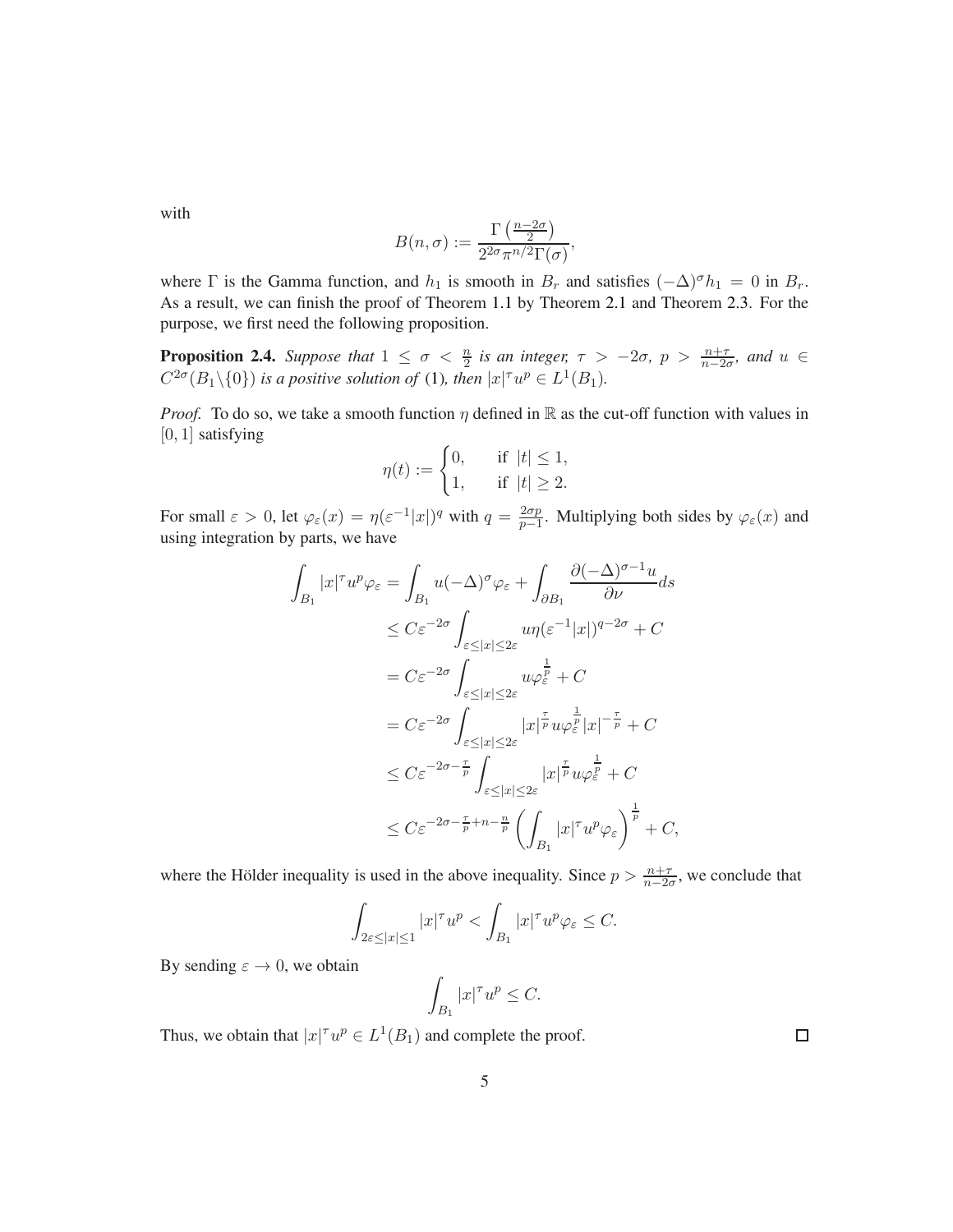with

$$
B(n,\sigma) := \frac{\Gamma\left(\frac{n-2\sigma}{2}\right)}{2^{2\sigma}\pi^{n/2}\Gamma(\sigma)},
$$

where $\Gamma$ is the Gamma function, and $h_1$ is smooth in $B_r$ and satisfies $(-\Delta)^\sigma h_1 = 0$ in $B_r$. As a result, we can finish the proof of Theorem 1.1 by Theorem 2.1 and Theorem 2.3. For the purpose, we first need the following proposition.

**Proposition 2.4.** *Suppose that $1 \leq \sigma < \frac{n}{2}$ is an integer, $\tau > -2\sigma$, $p > \frac{n+\tau}{n-2\sigma}$, and $u \in C^{2\sigma}(B_1\backslash\{0\})$ is a positive solution of* (1)*, then $|x|^\tau u^p \in L^1(B_1)$.*

*Proof.* To do so, we take a smooth function $\eta$ defined in $\mathbb{R}$ as the cut-off function with values in $[0,1]$ satisfying

$$
\eta(t) := \begin{cases} 0, & \text{if } |t| \leq 1, \\ 1, & \text{if } |t| \geq 2. \end{cases}
$$

For small $\varepsilon > 0$, let $\varphi_\varepsilon(x) = \eta(\varepsilon^{-1}|x|)^q$ with $q = \frac{2\sigma p}{p-1}$. Multiplying both sides by $\varphi_\varepsilon(x)$ and using integration by parts, we have

$$
\begin{aligned}
\int_{B_1} |x|^\tau u^p \varphi_\varepsilon &= \int_{B_1} u(-\Delta)^\sigma \varphi_\varepsilon + \int_{\partial B_1} \frac{\partial(-\Delta)^{\sigma-1}u}{\partial \nu} ds \\
&\leq C\varepsilon^{-2\sigma} \int_{\varepsilon \leq |x| \leq 2\varepsilon} u\eta(\varepsilon^{-1}|x|)^{q-2\sigma} + C \\
&= C\varepsilon^{-2\sigma} \int_{\varepsilon \leq |x| \leq 2\varepsilon} u\varphi_\varepsilon^{\frac{1}{p}} + C \\
&= C\varepsilon^{-2\sigma} \int_{\varepsilon \leq |x| \leq 2\varepsilon} |x|^{\frac{\tau}{p}} u\varphi_\varepsilon^{\frac{1}{p}} |x|^{-\frac{\tau}{p}} + C \\
&\leq C\varepsilon^{-2\sigma-\frac{\tau}{p}} \int_{\varepsilon \leq |x| \leq 2\varepsilon} |x|^{\frac{\tau}{p}} u\varphi_\varepsilon^{\frac{1}{p}} + C \\
&\leq C\varepsilon^{-2\sigma-\frac{\tau}{p}+n-\frac{n}{p}} \left( \int_{B_1} |x|^\tau u^p \varphi_\varepsilon \right)^{\frac{1}{p}} + C,
\end{aligned}
$$

where the Hölder inequality is used in the above inequality. Since $p > \frac{n+\tau}{n-2\sigma}$, we conclude that

$$
\int_{2\varepsilon \leq |x| \leq 1} |x|^\tau u^p < \int_{B_1} |x|^\tau u^p \varphi_\varepsilon \leq C.
$$

By sending $\varepsilon \to 0$, we obtain

$$
\int_{B_1} |x|^\tau u^p \leq C.
$$

Thus, we obtain that $|x|^\tau u^p \in L^1(B_1)$ and complete the proof. $\square$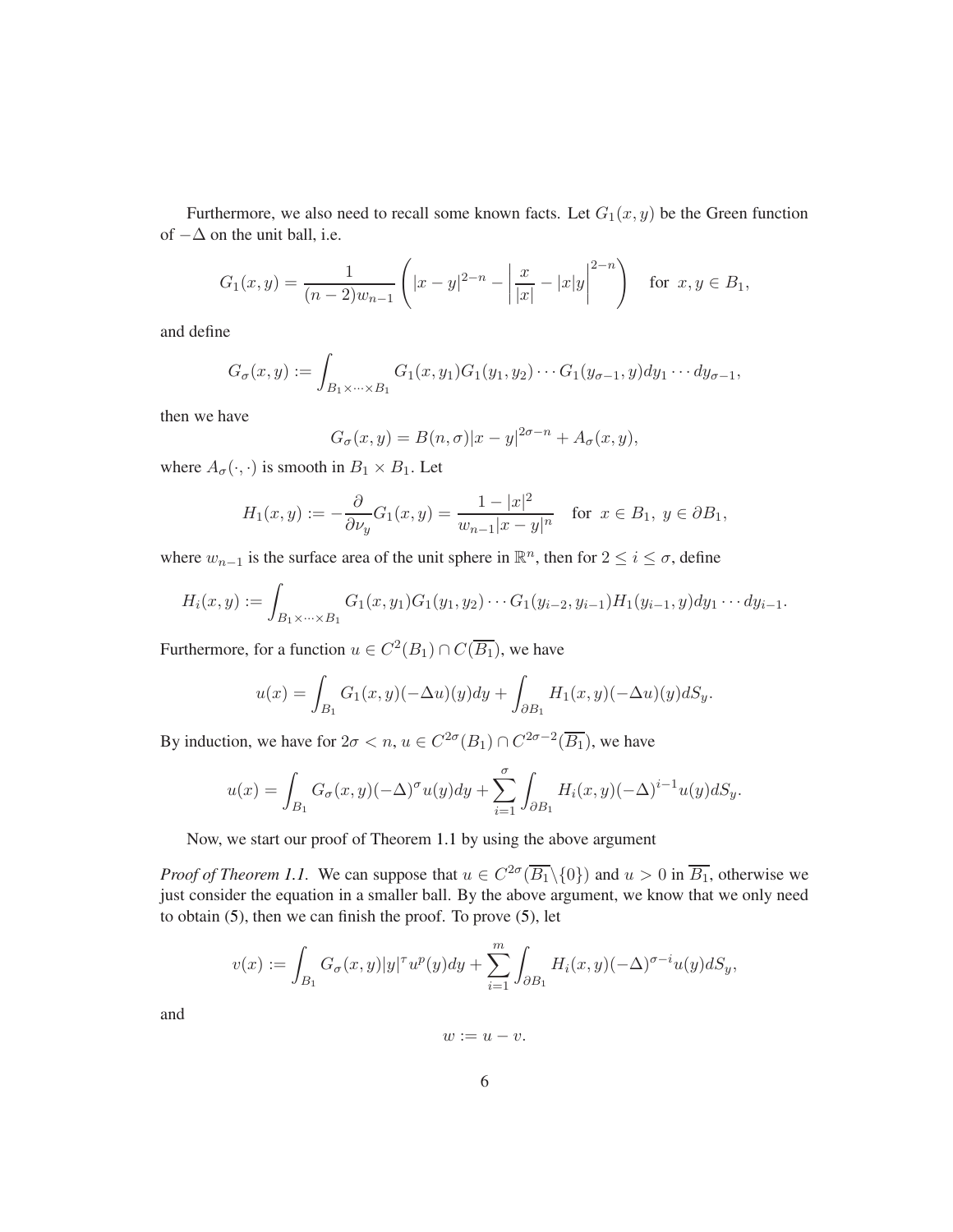Furthermore, we also need to recall some known facts. Let $G_1(x,y)$ be the Green function of $-\Delta$ on the unit ball, i.e.

$$G_1(x,y) = \frac{1}{(n-2)w_{n-1}}\left(|x-y|^{2-n} - \left|\frac{x}{|x|} - |x|y\right|^{2-n}\right) \quad \text{for } x, y \in B_1,$$

and define

$$G_\sigma(x,y) := \int_{B_1\times\cdots\times B_1} G_1(x,y_1)G_1(y_1,y_2)\cdots G_1(y_{\sigma-1},y)dy_1\cdots dy_{\sigma-1},$$

then we have

$$G_\sigma(x,y) = B(n,\sigma)|x-y|^{2\sigma-n} + A_\sigma(x,y),$$

where $A_\sigma(\cdot,\cdot)$ is smooth in $B_1\times B_1$. Let

$$H_1(x,y) := -\frac{\partial}{\partial\nu_y}G_1(x,y) = \frac{1-|x|^2}{w_{n-1}|x-y|^n} \quad \text{for } x\in B_1,\ y\in\partial B_1,$$

where $w_{n-1}$ is the surface area of the unit sphere in $\mathbb{R}^n$, then for $2\le i\le\sigma$, define

$$H_i(x,y) := \int_{B_1\times\cdots\times B_1} G_1(x,y_1)G_1(y_1,y_2)\cdots G_1(y_{i-2},y_{i-1})H_1(y_{i-1},y)dy_1\cdots dy_{i-1}.$$

Furthermore, for a function $u\in C^2(B_1)\cap C(\overline{B_1})$, we have

$$u(x) = \int_{B_1} G_1(x,y)(-\Delta u)(y)dy + \int_{\partial B_1} H_1(x,y)(-\Delta u)(y)dS_y.$$

By induction, we have for $2\sigma<n$, $u\in C^{2\sigma}(B_1)\cap C^{2\sigma-2}(\overline{B_1})$, we have

$$u(x) = \int_{B_1} G_\sigma(x,y)(-\Delta)^\sigma u(y)dy + \sum_{i=1}^{\sigma}\int_{\partial B_1} H_i(x,y)(-\Delta)^{i-1}u(y)dS_y.$$

Now, we start our proof of Theorem 1.1 by using the above argument

*Proof of Theorem 1.1.* We can suppose that $u\in C^{2\sigma}(\overline{B_1}\backslash\{0\})$ and $u>0$ in $\overline{B_1}$, otherwise we just consider the equation in a smaller ball. By the above argument, we know that we only need to obtain (5), then we can finish the proof. To prove (5), let

$$v(x) := \int_{B_1} G_\sigma(x,y)|y|^\tau u^p(y)dy + \sum_{i=1}^{m}\int_{\partial B_1} H_i(x,y)(-\Delta)^{\sigma-i}u(y)dS_y,$$

and

$$w := u - v.$$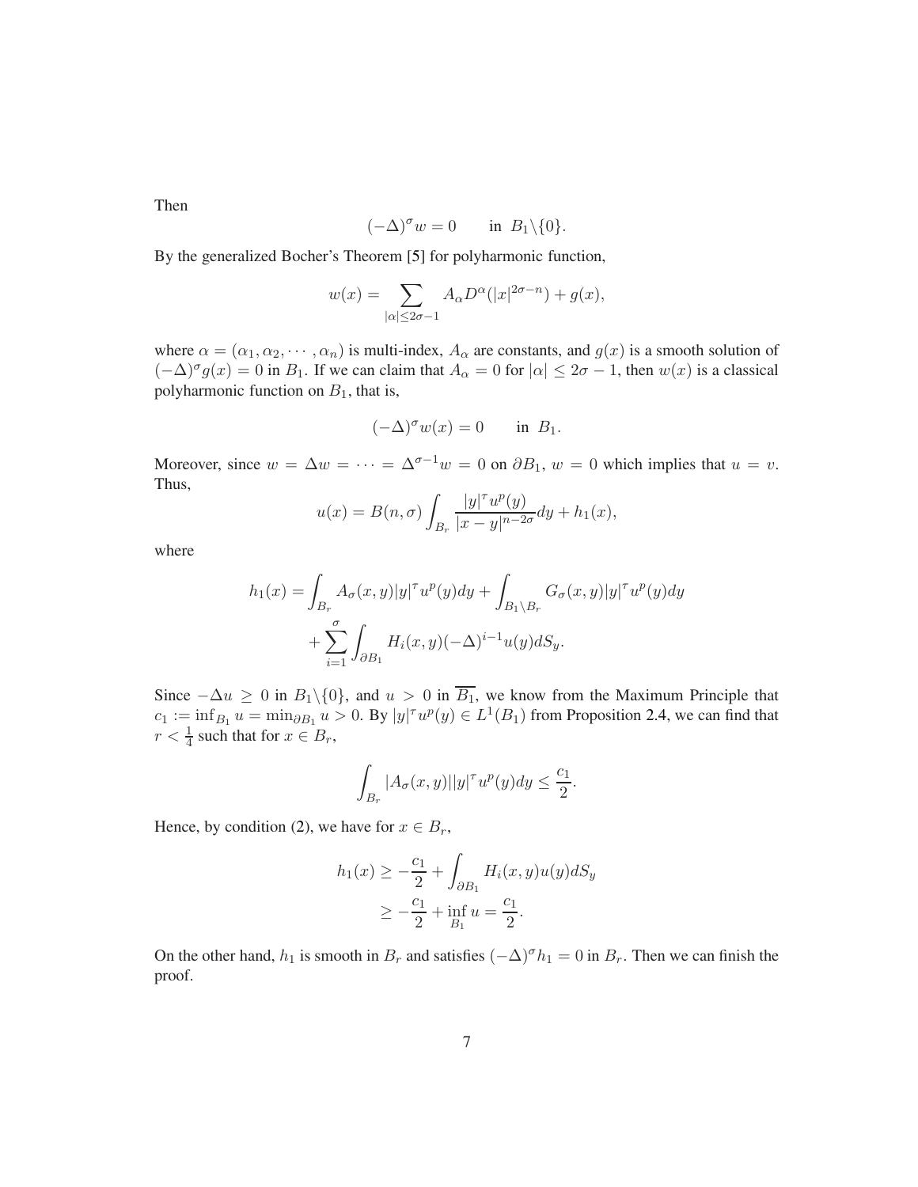Then

$$(-\Delta)^\sigma w = 0 \qquad \text{in } B_1\backslash\{0\}.$$

By the generalized Bocher's Theorem [5] for polyharmonic function,

$$w(x) = \sum_{|\alpha|\leq 2\sigma-1} A_\alpha D^\alpha(|x|^{2\sigma-n}) + g(x),$$

where $\alpha = (\alpha_1, \alpha_2, \cdots, \alpha_n)$ is multi-index, $A_\alpha$ are constants, and $g(x)$ is a smooth solution of $(-\Delta)^\sigma g(x) = 0$ in $B_1$. If we can claim that $A_\alpha = 0$ for $|\alpha| \leq 2\sigma - 1$, then $w(x)$ is a classical polyharmonic function on $B_1$, that is,

$$(-\Delta)^\sigma w(x) = 0 \qquad \text{in } B_1.$$

Moreover, since $w = \Delta w = \cdots = \Delta^{\sigma-1} w = 0$ on $\partial B_1$, $w = 0$ which implies that $u = v$. Thus,

$$u(x) = B(n,\sigma)\int_{B_r} \frac{|y|^\tau u^p(y)}{|x-y|^{n-2\sigma}}dy + h_1(x),$$

where

$$\begin{aligned} h_1(x) = &\int_{B_r} A_\sigma(x,y)|y|^\tau u^p(y)dy + \int_{B_1\backslash B_r} G_\sigma(x,y)|y|^\tau u^p(y)dy \\ &+ \sum_{i=1}^{\sigma}\int_{\partial B_1} H_i(x,y)(-\Delta)^{i-1}u(y)dS_y. \end{aligned}$$

Since $-\Delta u \geq 0$ in $B_1\backslash\{0\}$, and $u > 0$ in $\overline{B_1}$, we know from the Maximum Principle that $c_1 := \inf_{B_1} u = \min_{\partial B_1} u > 0$. By $|y|^\tau u^p(y) \in L^1(B_1)$ from Proposition 2.4, we can find that $r < \frac{1}{4}$ such that for $x \in B_r$,

$$\int_{B_r} |A_\sigma(x,y)||y|^\tau u^p(y)dy \leq \frac{c_1}{2}.$$

Hence, by condition (2), we have for $x \in B_r$,

$$\begin{aligned} h_1(x) &\geq -\frac{c_1}{2} + \int_{\partial B_1} H_i(x,y)u(y)dS_y \\ &\geq -\frac{c_1}{2} + \inf_{B_1} u = \frac{c_1}{2}. \end{aligned}$$

On the other hand, $h_1$ is smooth in $B_r$ and satisfies $(-\Delta)^\sigma h_1 = 0$ in $B_r$. Then we can finish the proof.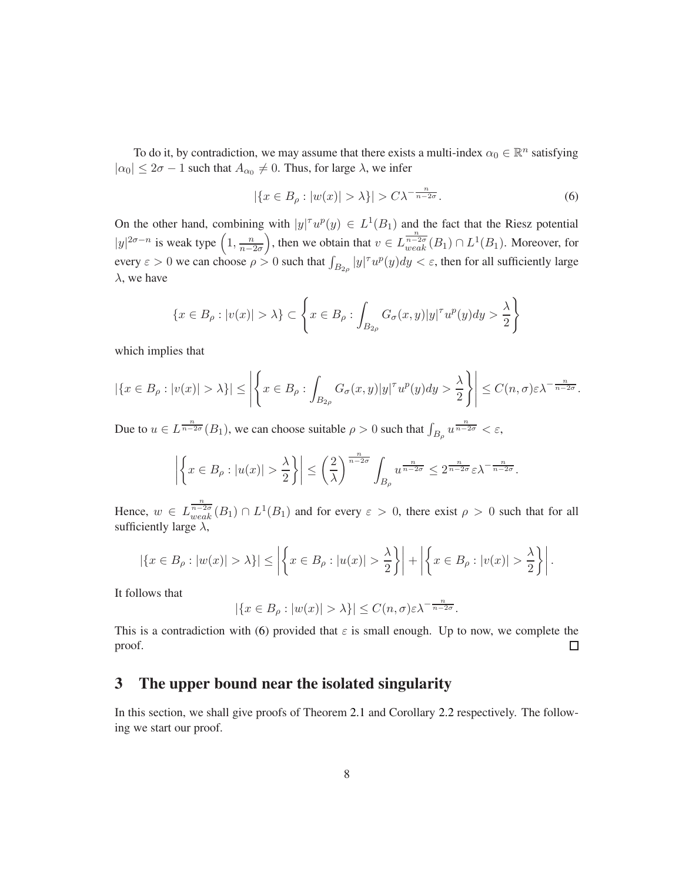To do it, by contradiction, we may assume that there exists a multi-index $\alpha_0 \in \mathbb{R}^n$ satisfying $|\alpha_0| \leq 2\sigma - 1$ such that $A_{\alpha_0} \neq 0$. Thus, for large $\lambda$, we infer

$$|\{x \in B_\rho : |w(x)| > \lambda\}| > C\lambda^{-\frac{n}{n-2\sigma}}. \tag{6}$$

On the other hand, combining with $|y|^\tau u^p(y) \in L^1(B_1)$ and the fact that the Riesz potential $|y|^{2\sigma-n}$ is weak type $\left(1, \frac{n}{n-2\sigma}\right)$, then we obtain that $v \in L^{\frac{n}{n-2\sigma}}_{weak}(B_1) \cap L^1(B_1)$. Moreover, for every $\varepsilon > 0$ we can choose $\rho > 0$ such that $\int_{B_{2\rho}} |y|^\tau u^p(y)dy < \varepsilon$, then for all sufficiently large $\lambda$, we have

$$\{x \in B_\rho : |v(x)| > \lambda\} \subset \left\{x \in B_\rho : \int_{B_{2\rho}} G_\sigma(x,y)|y|^\tau u^p(y)dy > \frac{\lambda}{2}\right\}$$

which implies that

$$|\{x \in B_\rho : |v(x)| > \lambda\}| \leq \left|\left\{x \in B_\rho : \int_{B_{2\rho}} G_\sigma(x,y)|y|^\tau u^p(y)dy > \frac{\lambda}{2}\right\}\right| \leq C(n,\sigma)\varepsilon\lambda^{-\frac{n}{n-2\sigma}}.$$

Due to $u \in L^{\frac{n}{n-2\sigma}}(B_1)$, we can choose suitable $\rho > 0$ such that $\int_{B_\rho} u^{\frac{n}{n-2\sigma}} < \varepsilon$,

$$\left|\left\{x \in B_\rho : |u(x)| > \frac{\lambda}{2}\right\}\right| \leq \left(\frac{2}{\lambda}\right)^{\frac{n}{n-2\sigma}} \int_{B_\rho} u^{\frac{n}{n-2\sigma}} \leq 2^{\frac{n}{n-2\sigma}}\varepsilon\lambda^{-\frac{n}{n-2\sigma}}.$$

Hence, $w \in L^{\frac{n}{n-2\sigma}}_{weak}(B_1) \cap L^1(B_1)$ and for every $\varepsilon > 0$, there exist $\rho > 0$ such that for all sufficiently large $\lambda$,

$$|\{x \in B_\rho : |w(x)| > \lambda\}| \leq \left|\left\{x \in B_\rho : |u(x)| > \frac{\lambda}{2}\right\}\right| + \left|\left\{x \in B_\rho : |v(x)| > \frac{\lambda}{2}\right\}\right|.$$

It follows that

$$|\{x \in B_\rho : |w(x)| > \lambda\}| \leq C(n,\sigma)\varepsilon\lambda^{-\frac{n}{n-2\sigma}}.$$

This is a contradiction with (6) provided that $\varepsilon$ is small enough. Up to now, we complete the proof. □

## 3 The upper bound near the isolated singularity

In this section, we shall give proofs of Theorem 2.1 and Corollary 2.2 respectively. The following we start our proof.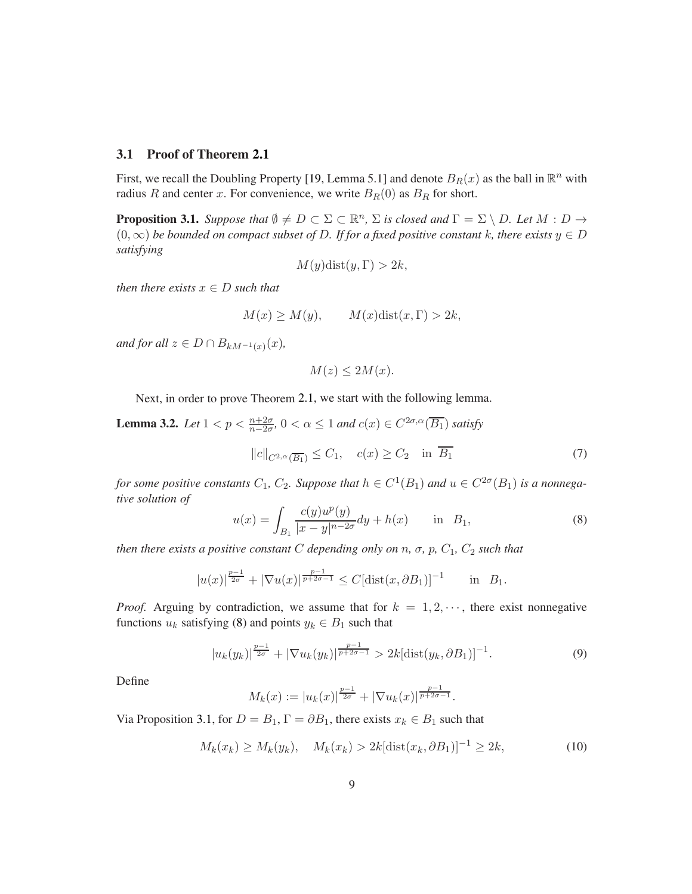### 3.1 Proof of Theorem 2.1

First, we recall the Doubling Property [19, Lemma 5.1] and denote $B_R(x)$ as the ball in $\mathbb{R}^n$ with radius $R$ and center $x$. For convenience, we write $B_R(0)$ as $B_R$ for short.

**Proposition 3.1.** *Suppose that $\emptyset \neq D \subset \Sigma \subset \mathbb{R}^n$, $\Sigma$ is closed and $\Gamma = \Sigma \setminus D$. Let $M : D \to (0, \infty)$ be bounded on compact subset of $D$. If for a fixed positive constant $k$, there exists $y \in D$ satisfying*

$$M(y)\mathrm{dist}(y, \Gamma) > 2k,$$

*then there exists $x \in D$ such that*

$$M(x) \geq M(y), \qquad M(x)\mathrm{dist}(x, \Gamma) > 2k,$$

*and for all $z \in D \cap B_{kM^{-1}(x)}(x)$,*

$$M(z) \leq 2M(x).$$

Next, in order to prove Theorem 2.1, we start with the following lemma.

**Lemma 3.2.** *Let $1 < p < \frac{n+2\sigma}{n-2\sigma}$, $0 < \alpha \leq 1$ and $c(x) \in C^{2\sigma,\alpha}(\overline{B_1})$ satisfy*

$$\|c\|_{C^{2,\alpha}(\overline{B_1})} \leq C_1, \quad c(x) \geq C_2 \quad \text{in } \overline{B_1} \tag{7}$$

*for some positive constants $C_1$, $C_2$. Suppose that $h \in C^1(B_1)$ and $u \in C^{2\sigma}(B_1)$ is a nonnegative solution of*

$$u(x) = \int_{B_1} \frac{c(y)u^p(y)}{|x-y|^{n-2\sigma}} dy + h(x) \qquad \text{in } B_1, \tag{8}$$

*then there exists a positive constant $C$ depending only on $n$, $\sigma$, $p$, $C_1$, $C_2$ such that*

$$|u(x)|^{\frac{p-1}{2\sigma}} + |\nabla u(x)|^{\frac{p-1}{p+2\sigma-1}} \leq C[\mathrm{dist}(x, \partial B_1)]^{-1} \qquad \text{in } B_1.$$

*Proof.* Arguing by contradiction, we assume that for $k = 1, 2, \cdots$, there exist nonnegative functions $u_k$ satisfying (8) and points $y_k \in B_1$ such that

$$|u_k(y_k)|^{\frac{p-1}{2\sigma}} + |\nabla u_k(y_k)|^{\frac{p-1}{p+2\sigma-1}} > 2k[\mathrm{dist}(y_k, \partial B_1)]^{-1}. \tag{9}$$

Define

$$M_k(x) := |u_k(x)|^{\frac{p-1}{2\sigma}} + |\nabla u_k(x)|^{\frac{p-1}{p+2\sigma-1}}.$$

Via Proposition 3.1, for $D = B_1$, $\Gamma = \partial B_1$, there exists $x_k \in B_1$ such that

$$M_k(x_k) \geq M_k(y_k), \quad M_k(x_k) > 2k[\mathrm{dist}(x_k, \partial B_1)]^{-1} \geq 2k, \tag{10}$$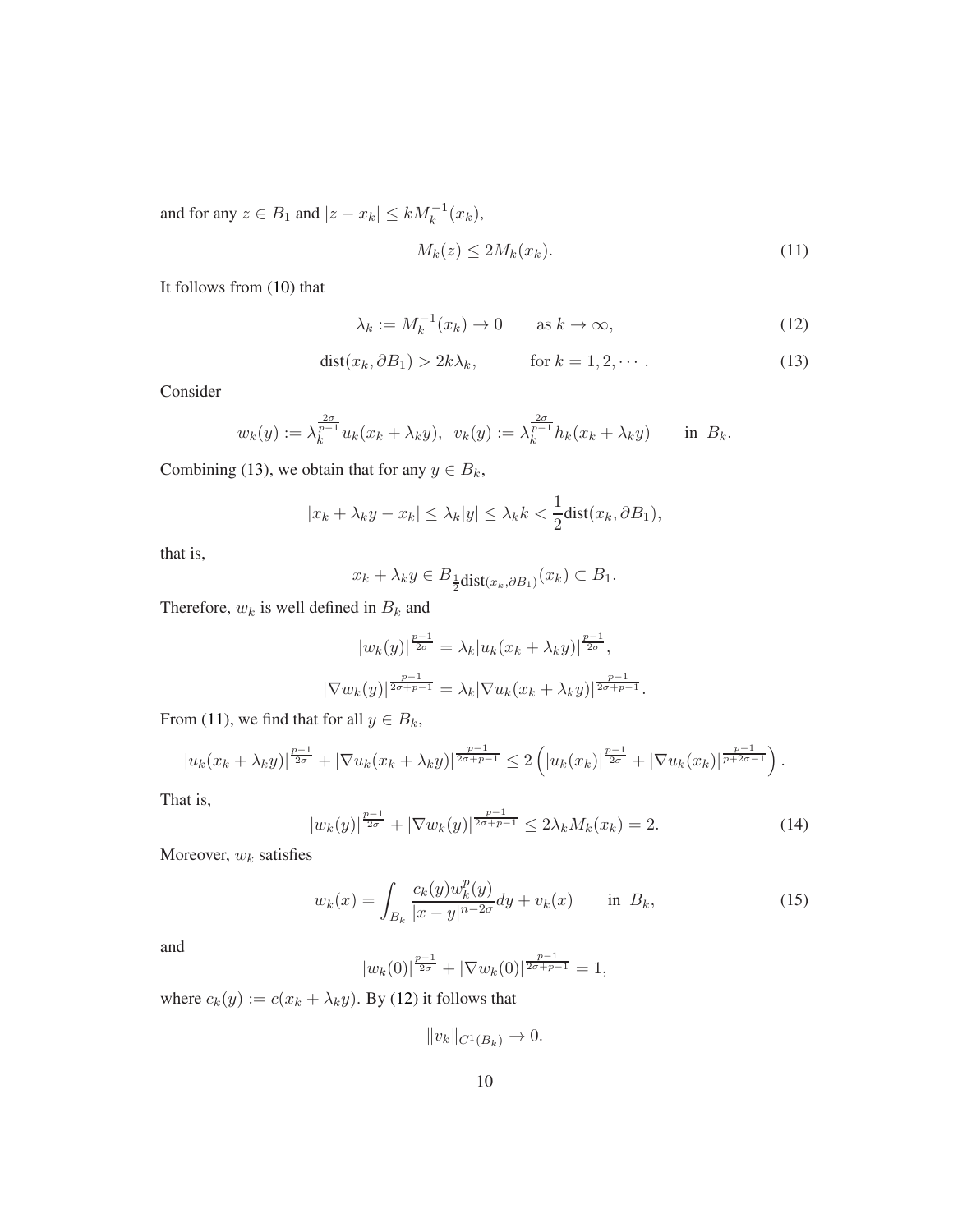and for any $z \in B_1$ and $|z - x_k| \le kM_k^{-1}(x_k)$,

$$M_k(z) \le 2M_k(x_k). \tag{11}$$

It follows from (10) that

$$\lambda_k := M_k^{-1}(x_k) \to 0 \qquad \text{as } k \to \infty, \tag{12}$$

$$\text{dist}(x_k, \partial B_1) > 2k\lambda_k, \qquad \text{for } k = 1, 2, \cdots. \tag{13}$$

Consider

$$w_k(y) := \lambda_k^{\frac{2\sigma}{p-1}} u_k(x_k + \lambda_k y), \;\; v_k(y) := \lambda_k^{\frac{2\sigma}{p-1}} h_k(x_k + \lambda_k y) \qquad \text{in } \; B_k.$$

Combining (13), we obtain that for any $y \in B_k$,

$$|x_k + \lambda_k y - x_k| \le \lambda_k |y| \le \lambda_k k < \frac{1}{2}\text{dist}(x_k, \partial B_1),$$

that is,

$$x_k + \lambda_k y \in B_{\frac{1}{2}\text{dist}(x_k, \partial B_1)}(x_k) \subset B_1.$$

Therefore, $w_k$ is well defined in $B_k$ and

$$|w_k(y)|^{\frac{p-1}{2\sigma}} = \lambda_k |u_k(x_k + \lambda_k y)|^{\frac{p-1}{2\sigma}},$$

$$|\nabla w_k(y)|^{\frac{p-1}{2\sigma+p-1}} = \lambda_k |\nabla u_k(x_k + \lambda_k y)|^{\frac{p-1}{2\sigma+p-1}}.$$

From (11), we find that for all $y \in B_k$,

$$|u_k(x_k + \lambda_k y)|^{\frac{p-1}{2\sigma}} + |\nabla u_k(x_k + \lambda_k y)|^{\frac{p-1}{2\sigma+p-1}} \le 2\left(|u_k(x_k)|^{\frac{p-1}{2\sigma}} + |\nabla u_k(x_k)|^{\frac{p-1}{p+2\sigma-1}}\right).$$

That is,

$$|w_k(y)|^{\frac{p-1}{2\sigma}} + |\nabla w_k(y)|^{\frac{p-1}{2\sigma+p-1}} \le 2\lambda_k M_k(x_k) = 2. \tag{14}$$

Moreover, $w_k$ satisfies

$$w_k(x) = \int_{B_k} \frac{c_k(y) w_k^p(y)}{|x-y|^{n-2\sigma}} dy + v_k(x) \qquad \text{in } \; B_k, \tag{15}$$

and

$$|w_k(0)|^{\frac{p-1}{2\sigma}} + |\nabla w_k(0)|^{\frac{p-1}{2\sigma+p-1}} = 1,$$

where $c_k(y) := c(x_k + \lambda_k y)$. By (12) it follows that

$$\|v_k\|_{C^1(B_k)} \to 0.$$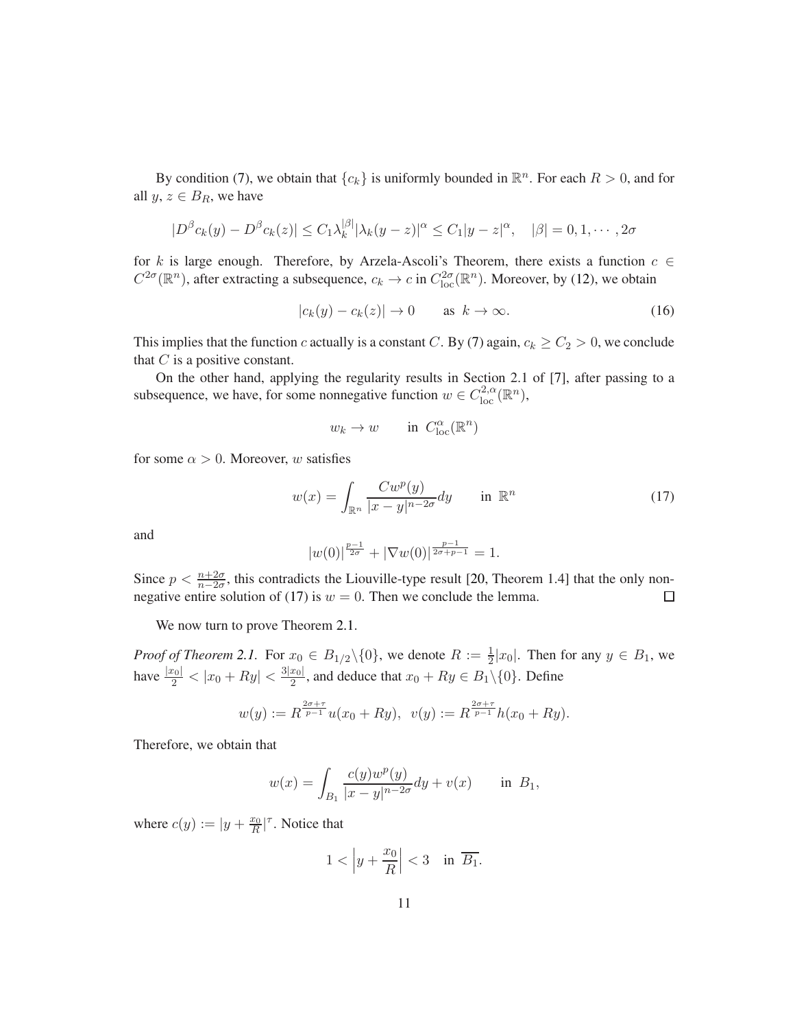By condition (7), we obtain that $\{c_k\}$ is uniformly bounded in $\mathbb{R}^n$. For each $R > 0$, and for all $y, z \in B_R$, we have

$$|D^\beta c_k(y) - D^\beta c_k(z)| \leq C_1 \lambda_k^{|\beta|} |\lambda_k(y-z)|^\alpha \leq C_1 |y-z|^\alpha, \quad |\beta| = 0, 1, \cdots, 2\sigma$$

for $k$ is large enough. Therefore, by Arzela-Ascoli's Theorem, there exists a function $c \in C^{2\sigma}(\mathbb{R}^n)$, after extracting a subsequence, $c_k \to c$ in $C^{2\sigma}_{\text{loc}}(\mathbb{R}^n)$. Moreover, by (12), we obtain

$$|c_k(y) - c_k(z)| \to 0 \qquad \text{as } k \to \infty. \tag{16}$$

This implies that the function $c$ actually is a constant $C$. By (7) again, $c_k \geq C_2 > 0$, we conclude that $C$ is a positive constant.

On the other hand, applying the regularity results in Section 2.1 of [7], after passing to a subsequence, we have, for some nonnegative function $w \in C^{2,\alpha}_{\text{loc}}(\mathbb{R}^n)$,

$$w_k \to w \qquad \text{in } C^\alpha_{\text{loc}}(\mathbb{R}^n)$$

for some $\alpha > 0$. Moreover, $w$ satisfies

$$w(x) = \int_{\mathbb{R}^n} \frac{C w^p(y)}{|x-y|^{n-2\sigma}} dy \qquad \text{in } \mathbb{R}^n \tag{17}$$

and

$$|w(0)|^{\frac{p-1}{2\sigma}} + |\nabla w(0)|^{\frac{p-1}{2\sigma+p-1}} = 1.$$

Since $p < \frac{n+2\sigma}{n-2\sigma}$, this contradicts the Liouville-type result [20, Theorem 1.4] that the only nonnegative entire solution of (17) is $w = 0$. Then we conclude the lemma. $\square$

We now turn to prove Theorem 2.1.

*Proof of Theorem 2.1.* For $x_0 \in B_{1/2} \backslash \{0\}$, we denote $R := \frac{1}{2}|x_0|$. Then for any $y \in B_1$, we have $\frac{|x_0|}{2} < |x_0 + Ry| < \frac{3|x_0|}{2}$, and deduce that $x_0 + Ry \in B_1 \backslash \{0\}$. Define

$$w(y) := R^{\frac{2\sigma+\tau}{p-1}} u(x_0 + Ry), \ \ v(y) := R^{\frac{2\sigma+\tau}{p-1}} h(x_0 + Ry).$$

Therefore, we obtain that

$$w(x) = \int_{B_1} \frac{c(y) w^p(y)}{|x-y|^{n-2\sigma}} dy + v(x) \qquad \text{in } B_1,$$

where $c(y) := |y + \frac{x_0}{R}|^\tau$. Notice that

$$1 < \left| y + \frac{x_0}{R} \right| < 3 \quad \text{in } \overline{B_1}.$$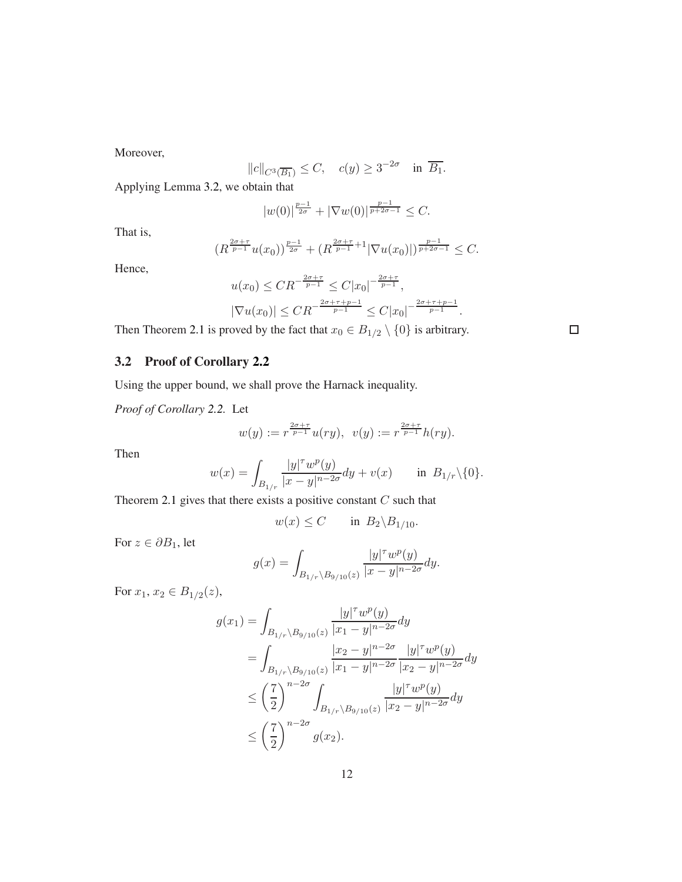Moreover,

$$\|c\|_{C^3(\overline{B_1})} \leq C, \quad c(y) \geq 3^{-2\sigma} \quad \text{in } \overline{B_1}.$$

Applying Lemma 3.2, we obtain that

$$|w(0)|^{\frac{p-1}{2\sigma}} + |\nabla w(0)|^{\frac{p-1}{p+2\sigma-1}} \leq C.$$

That is,

$$(R^{\frac{2\sigma+\tau}{p-1}} u(x_0))^{\frac{p-1}{2\sigma}} + (R^{\frac{2\sigma+\tau}{p-1}+1} |\nabla u(x_0)|)^{\frac{p-1}{p+2\sigma-1}} \leq C.$$

Hence,

$$u(x_0) \leq C R^{-\frac{2\sigma+\tau}{p-1}} \leq C|x_0|^{-\frac{2\sigma+\tau}{p-1}},$$

$$|\nabla u(x_0)| \leq C R^{-\frac{2\sigma+\tau+p-1}{p-1}} \leq C|x_0|^{-\frac{2\sigma+\tau+p-1}{p-1}}.$$

Then Theorem 2.1 is proved by the fact that $x_0 \in B_{1/2} \setminus \{0\}$ is arbitrary. □

## 3.2 Proof of Corollary 2.2

Using the upper bound, we shall prove the Harnack inequality.

*Proof of Corollary 2.2.* Let

$$w(y) := r^{\frac{2\sigma+\tau}{p-1}} u(ry), \;\; v(y) := r^{\frac{2\sigma+\tau}{p-1}} h(ry).$$

Then

$$w(x) = \int_{B_{1/r}} \frac{|y|^\tau w^p(y)}{|x-y|^{n-2\sigma}} dy + v(x) \qquad \text{in } B_{1/r} \backslash \{0\}.$$

Theorem 2.1 gives that there exists a positive constant $C$ such that

$$w(x) \leq C \qquad \text{in } B_2 \backslash B_{1/10}.$$

For $z \in \partial B_1$, let

$$g(x) = \int_{B_{1/r} \backslash B_{9/10}(z)} \frac{|y|^\tau w^p(y)}{|x-y|^{n-2\sigma}} dy.$$

For $x_1, x_2 \in B_{1/2}(z)$,

$$\begin{aligned}
g(x_1) &= \int_{B_{1/r} \backslash B_{9/10}(z)} \frac{|y|^\tau w^p(y)}{|x_1-y|^{n-2\sigma}} dy \\
&= \int_{B_{1/r} \backslash B_{9/10}(z)} \frac{|x_2-y|^{n-2\sigma}}{|x_1-y|^{n-2\sigma}} \frac{|y|^\tau w^p(y)}{|x_2-y|^{n-2\sigma}} dy \\
&\leq \left(\frac{7}{2}\right)^{n-2\sigma} \int_{B_{1/r} \backslash B_{9/10}(z)} \frac{|y|^\tau w^p(y)}{|x_2-y|^{n-2\sigma}} dy \\
&\leq \left(\frac{7}{2}\right)^{n-2\sigma} g(x_2).
\end{aligned}$$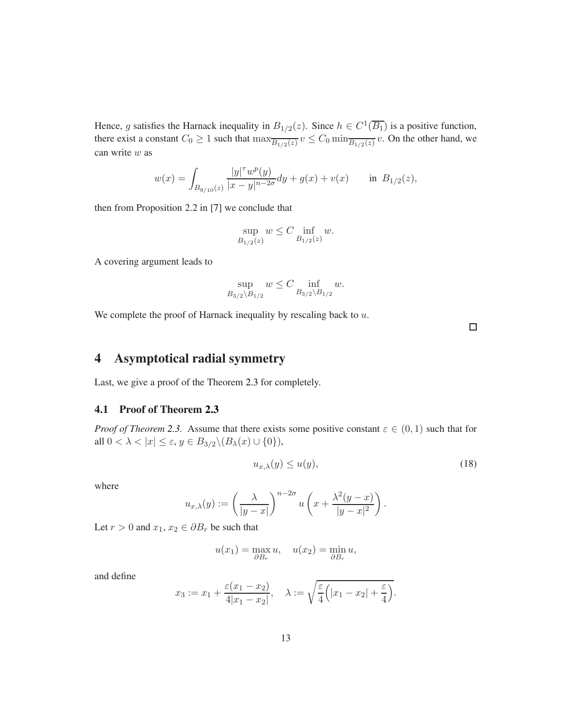Hence, $g$ satisfies the Harnack inequality in $B_{1/2}(z)$. Since $h \in C^1(\overline{B_1})$ is a positive function, there exist a constant $C_0 \geq 1$ such that $\max_{\overline{B_{1/2}(z)}} v \leq C_0 \min_{\overline{B_{1/2}(z)}} v$. On the other hand, we can write $w$ as

$$w(x) = \int_{B_{9/10}(z)} \frac{|y|^\tau w^p(y)}{|x-y|^{n-2\sigma}} dy + g(x) + v(x) \qquad \text{in } B_{1/2}(z),$$

then from Proposition 2.2 in [7] we conclude that

$$\sup_{B_{1/2}(z)} w \leq C \inf_{B_{1/2}(z)} w.$$

A covering argument leads to

$$\sup_{B_{3/2} \backslash B_{1/2}} w \leq C \inf_{B_{3/2} \backslash B_{1/2}} w.$$

We complete the proof of Harnack inequality by rescaling back to $u$.

□

# 4 Asymptotical radial symmetry

Last, we give a proof of the Theorem 2.3 for completely.

## 4.1 Proof of Theorem 2.3

*Proof of Theorem 2.3.* Assume that there exists some positive constant $\varepsilon \in (0,1)$ such that for all $0 < \lambda < |x| \leq \varepsilon$, $y \in B_{3/2} \backslash (B_\lambda(x) \cup \{0\})$,

$$u_{x,\lambda}(y) \leq u(y), \tag{18}$$

where

$$u_{x,\lambda}(y) := \left( \frac{\lambda}{|y-x|} \right)^{n-2\sigma} u\left( x + \frac{\lambda^2 (y-x)}{|y-x|^2} \right).$$

Let $r > 0$ and $x_1, x_2 \in \partial B_r$ be such that

$$u(x_1) = \max_{\partial B_r} u, \quad u(x_2) = \min_{\partial B_r} u,$$

and define

$$x_3 := x_1 + \frac{\varepsilon (x_1 - x_2)}{4|x_1 - x_2|}, \quad \lambda := \sqrt{\frac{\varepsilon}{4}\Big( |x_1 - x_2| + \frac{\varepsilon}{4} \Big)}.$$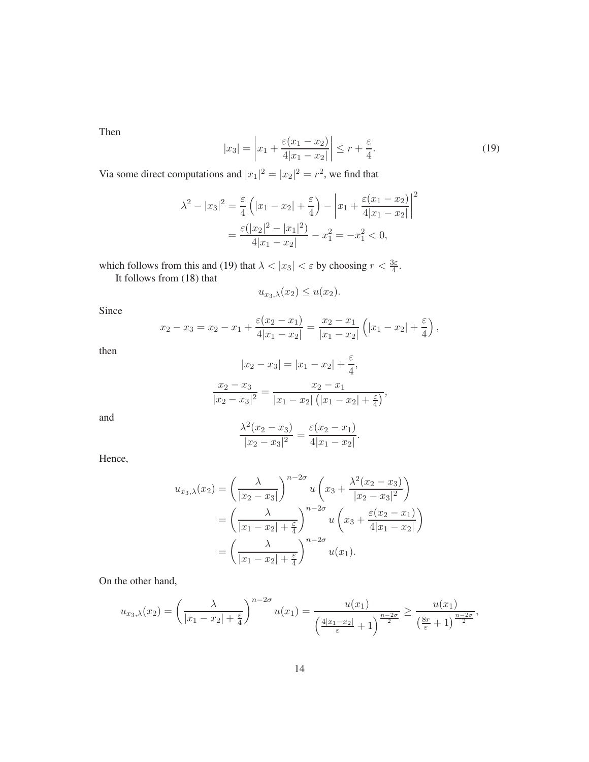Then

$$|x_3| = \left| x_1 + \frac{\varepsilon(x_1 - x_2)}{4|x_1 - x_2|} \right| \leq r + \frac{\varepsilon}{4}. \tag{19}$$

Via some direct computations and $|x_1|^2 = |x_2|^2 = r^2$, we find that

$$\begin{aligned}
\lambda^2 - |x_3|^2 &= \frac{\varepsilon}{4}\left(|x_1 - x_2| + \frac{\varepsilon}{4}\right) - \left| x_1 + \frac{\varepsilon(x_1 - x_2)}{4|x_1 - x_2|} \right|^2 \\
&= \frac{\varepsilon(|x_2|^2 - |x_1|^2)}{4|x_1 - x_2|} - x_1^2 = -x_1^2 < 0,
\end{aligned}$$

which follows from this and (19) that $\lambda < |x_3| < \varepsilon$ by choosing $r < \frac{3\varepsilon}{4}$.

It follows from (18) that

$$u_{x_3,\lambda}(x_2) \leq u(x_2).$$

Since

$$x_2 - x_3 = x_2 - x_1 + \frac{\varepsilon(x_2 - x_1)}{4|x_1 - x_2|} = \frac{x_2 - x_1}{|x_1 - x_2|}\left(|x_1 - x_2| + \frac{\varepsilon}{4}\right),$$

then

$$|x_2 - x_3| = |x_1 - x_2| + \frac{\varepsilon}{4},$$

$$\frac{x_2 - x_3}{|x_2 - x_3|^2} = \frac{x_2 - x_1}{|x_1 - x_2|\left(|x_1 - x_2| + \frac{\varepsilon}{4}\right)},$$

and

$$\frac{\lambda^2(x_2 - x_3)}{|x_2 - x_3|^2} = \frac{\varepsilon(x_2 - x_1)}{4|x_1 - x_2|}.$$

Hence,

$$\begin{aligned}
u_{x_3,\lambda}(x_2) &= \left(\frac{\lambda}{|x_2 - x_3|}\right)^{n-2\sigma} u\left(x_3 + \frac{\lambda^2(x_2 - x_3)}{|x_2 - x_3|^2}\right) \\
&= \left(\frac{\lambda}{|x_1 - x_2| + \frac{\varepsilon}{4}}\right)^{n-2\sigma} u\left(x_3 + \frac{\varepsilon(x_2 - x_1)}{4|x_1 - x_2|}\right) \\
&= \left(\frac{\lambda}{|x_1 - x_2| + \frac{\varepsilon}{4}}\right)^{n-2\sigma} u(x_1).
\end{aligned}$$

On the other hand,

$$u_{x_3,\lambda}(x_2) = \left(\frac{\lambda}{|x_1 - x_2| + \frac{\varepsilon}{4}}\right)^{n-2\sigma} u(x_1) = \frac{u(x_1)}{\left(\frac{4|x_1 - x_2|}{\varepsilon} + 1\right)^{\frac{n-2\sigma}{2}}} \geq \frac{u(x_1)}{\left(\frac{8r}{\varepsilon} + 1\right)^{\frac{n-2\sigma}{2}}},$$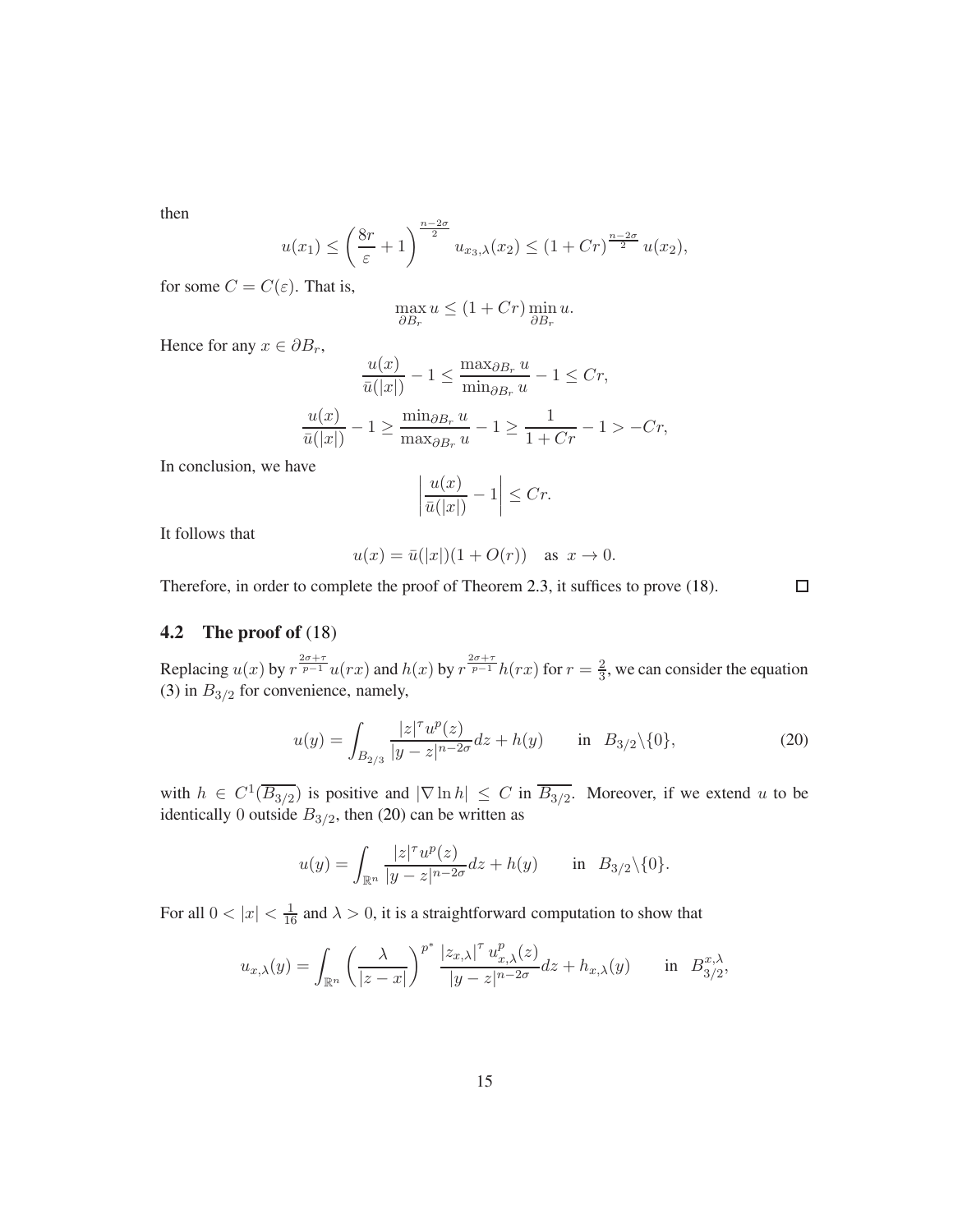then

$$u(x_1) \le \left(\frac{8r}{\varepsilon}+1\right)^{\frac{n-2\sigma}{2}} u_{x_3,\lambda}(x_2) \le (1+Cr)^{\frac{n-2\sigma}{2}} u(x_2),$$

for some $C = C(\varepsilon)$. That is,

$$\max_{\partial B_r} u \le (1+Cr) \min_{\partial B_r} u.$$

Hence for any $x \in \partial B_r$,

$$\frac{u(x)}{\bar{u}(|x|)} - 1 \le \frac{\max_{\partial B_r} u}{\min_{\partial B_r} u} - 1 \le Cr,$$

$$\frac{u(x)}{\bar{u}(|x|)} - 1 \ge \frac{\min_{\partial B_r} u}{\max_{\partial B_r} u} - 1 \ge \frac{1}{1+Cr} - 1 > -Cr,$$

In conclusion, we have

$$\left|\frac{u(x)}{\bar{u}(|x|)} - 1\right| \le Cr.$$

It follows that

$$u(x) = \bar{u}(|x|)(1+O(r)) \quad \text{as } x \to 0.$$

Therefore, in order to complete the proof of Theorem 2.3, it suffices to prove (18). $\square$

## 4.2 The proof of (18)

Replacing $u(x)$ by $r^{\frac{2\sigma+\tau}{p-1}} u(rx)$ and $h(x)$ by $r^{\frac{2\sigma+\tau}{p-1}} h(rx)$ for $r = \frac{2}{3}$, we can consider the equation (3) in $B_{3/2}$ for convenience, namely,

$$u(y) = \int_{B_{2/3}} \frac{|z|^\tau u^p(z)}{|y-z|^{n-2\sigma}} dz + h(y) \qquad \text{in } B_{3/2}\backslash\{0\}, \tag{20}$$

with $h \in C^1(\overline{B_{3/2}})$ is positive and $|\nabla \ln h| \le C$ in $\overline{B_{3/2}}$. Moreover, if we extend $u$ to be identically 0 outside $B_{3/2}$, then (20) can be written as

$$u(y) = \int_{\mathbb{R}^n} \frac{|z|^\tau u^p(z)}{|y-z|^{n-2\sigma}} dz + h(y) \qquad \text{in } B_{3/2}\backslash\{0\}.$$

For all $0 < |x| < \frac{1}{16}$ and $\lambda > 0$, it is a straightforward computation to show that

$$u_{x,\lambda}(y) = \int_{\mathbb{R}^n} \left(\frac{\lambda}{|z-x|}\right)^{p^*} \frac{|z_{x,\lambda}|^\tau u^p_{x,\lambda}(z)}{|y-z|^{n-2\sigma}} dz + h_{x,\lambda}(y) \qquad \text{in } B^{x,\lambda}_{3/2},$$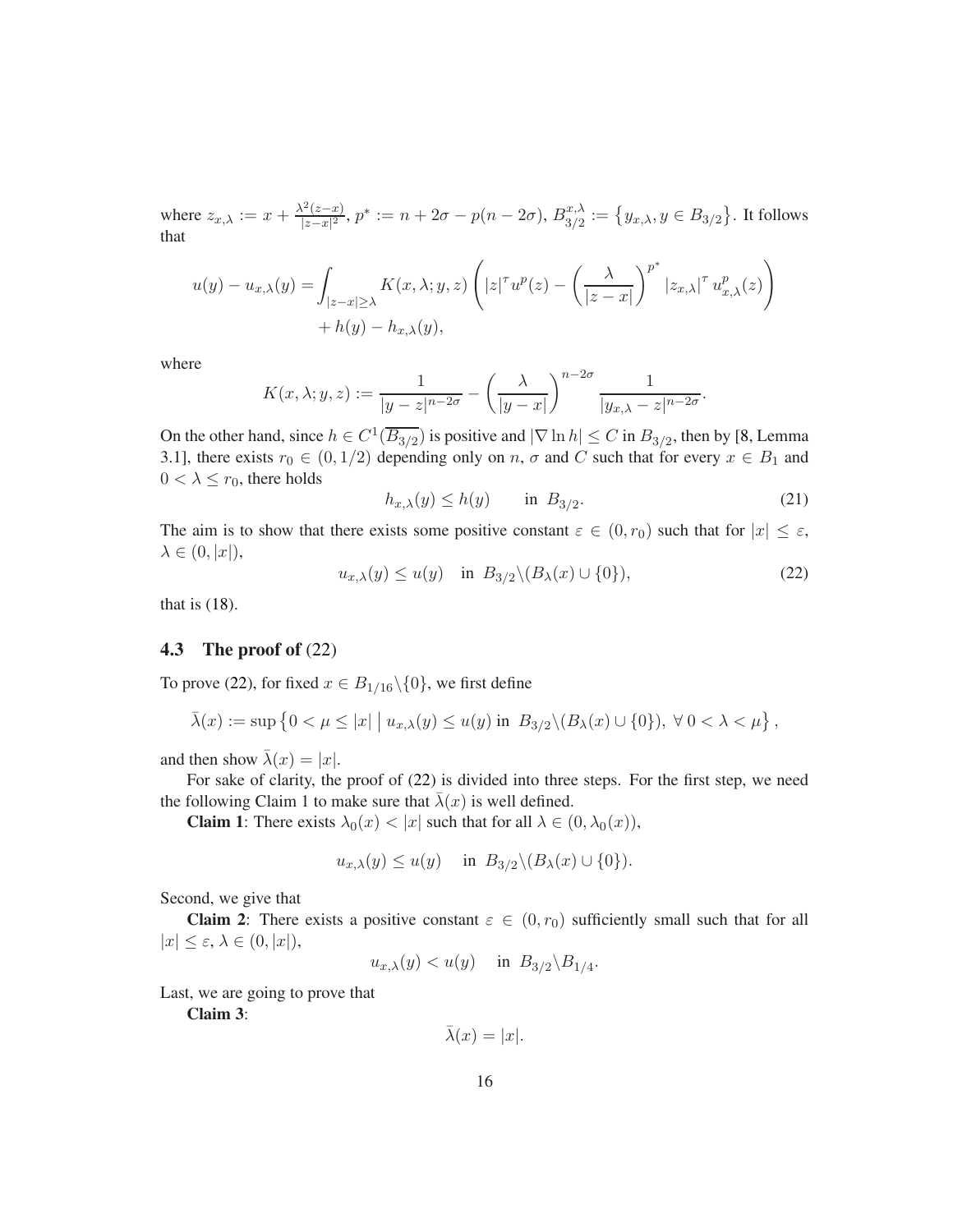where $z_{x,\lambda} := x + \frac{\lambda^2(z-x)}{|z-x|^2}$, $p^* := n + 2\sigma - p(n-2\sigma)$, $B_{3/2}^{x,\lambda} := \{y_{x,\lambda}, y \in B_{3/2}\}$. It follows that

$$u(y) - u_{x,\lambda}(y) = \int_{|z-x|\geq\lambda} K(x,\lambda;y,z)\left(|z|^\tau u^p(z) - \left(\frac{\lambda}{|z-x|}\right)^{p^*} |z_{x,\lambda}|^\tau u_{x,\lambda}^p(z)\right) + h(y) - h_{x,\lambda}(y),$$

where

$$K(x,\lambda;y,z) := \frac{1}{|y-z|^{n-2\sigma}} - \left(\frac{\lambda}{|y-x|}\right)^{n-2\sigma} \frac{1}{|y_{x,\lambda} - z|^{n-2\sigma}}.$$

On the other hand, since $h \in C^1(\overline{B_{3/2}})$ is positive and $|\nabla \ln h| \leq C$ in $B_{3/2}$, then by [8, Lemma 3.1], there exists $r_0 \in (0, 1/2)$ depending only on $n$, $\sigma$ and $C$ such that for every $x \in B_1$ and $0 < \lambda \leq r_0$, there holds

$$h_{x,\lambda}(y) \leq h(y) \qquad \text{in } B_{3/2}. \tag{21}$$

The aim is to show that there exists some positive constant $\varepsilon \in (0, r_0)$ such that for $|x| \leq \varepsilon$, $\lambda \in (0, |x|)$,

$$u_{x,\lambda}(y) \leq u(y) \quad \text{in } B_{3/2} \backslash (B_\lambda(x) \cup \{0\}), \tag{22}$$

that is (18).

### 4.3 The proof of (22)

To prove (22), for fixed $x \in B_{1/16} \backslash \{0\}$, we first define

$$\bar{\lambda}(x) := \sup\left\{0 < \mu \leq |x| \;\middle|\; u_{x,\lambda}(y) \leq u(y) \text{ in } B_{3/2} \backslash (B_\lambda(x) \cup \{0\}),\ \forall\, 0 < \lambda < \mu\right\},$$

and then show $\bar{\lambda}(x) = |x|$.

For sake of clarity, the proof of (22) is divided into three steps. For the first step, we need the following Claim 1 to make sure that $\bar{\lambda}(x)$ is well defined.

**Claim 1**: There exists $\lambda_0(x) < |x|$ such that for all $\lambda \in (0, \lambda_0(x))$,

$$u_{x,\lambda}(y) \leq u(y) \quad \text{in } B_{3/2} \backslash (B_\lambda(x) \cup \{0\}).$$

Second, we give that

**Claim 2**: There exists a positive constant $\varepsilon \in (0, r_0)$ sufficiently small such that for all $|x| \leq \varepsilon$, $\lambda \in (0, |x|)$,

$$u_{x,\lambda}(y) < u(y) \quad \text{in } B_{3/2} \backslash B_{1/4}.$$

Last, we are going to prove that

**Claim 3**:

$$\bar{\lambda}(x) = |x|.$$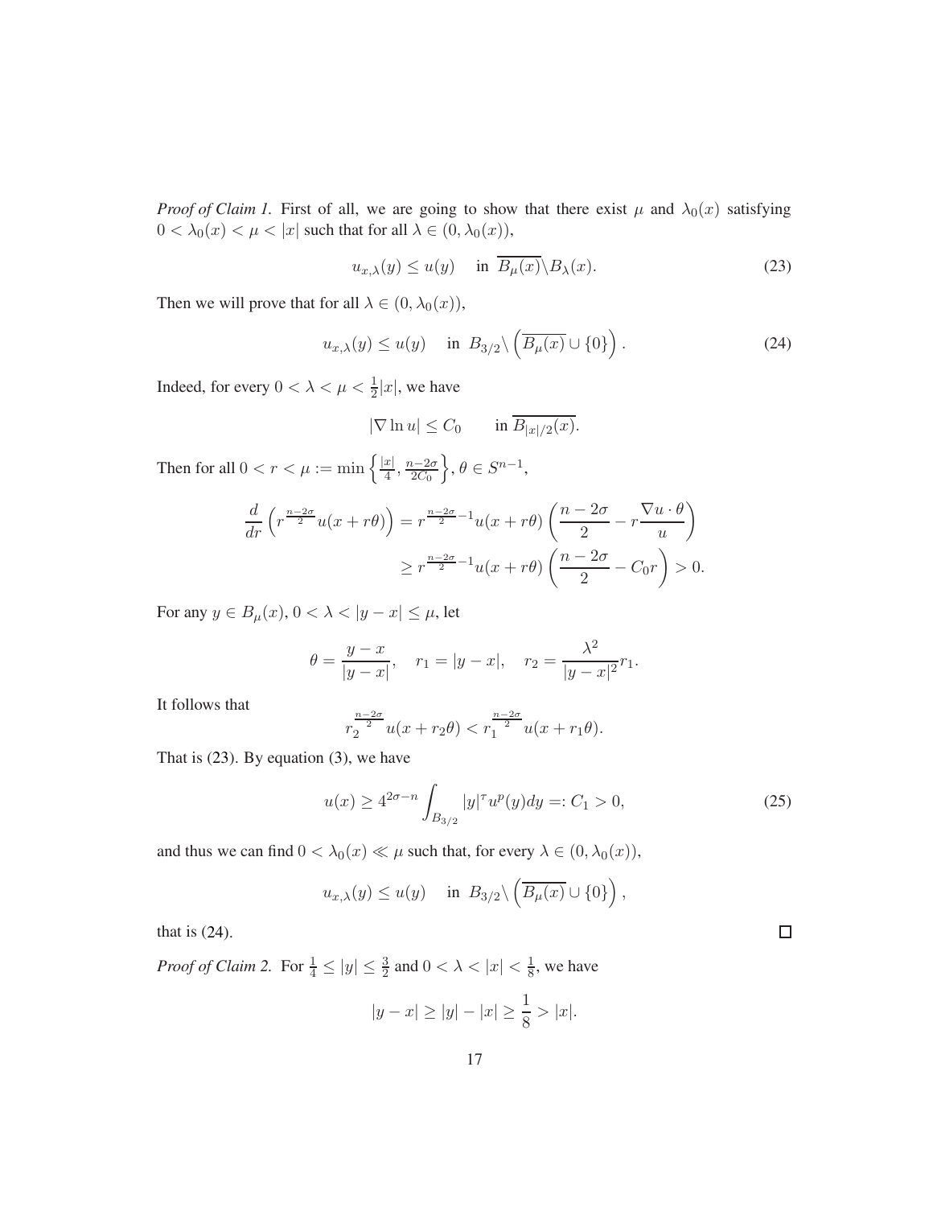*Proof of Claim 1.* First of all, we are going to show that there exist $\mu$ and $\lambda_0(x)$ satisfying $0 < \lambda_0(x) < \mu < |x|$ such that for all $\lambda \in (0, \lambda_0(x))$,

$$u_{x,\lambda}(y) \leq u(y) \quad \text{in } \overline{B_\mu(x)} \backslash B_\lambda(x). \tag{23}$$

Then we will prove that for all $\lambda \in (0, \lambda_0(x))$,

$$u_{x,\lambda}(y) \leq u(y) \quad \text{in } B_{3/2} \backslash \left( \overline{B_\mu(x)} \cup \{0\} \right). \tag{24}$$

Indeed, for every $0 < \lambda < \mu < \frac{1}{2}|x|$, we have

$$|\nabla \ln u| \leq C_0 \qquad \text{in } \overline{B_{|x|/2}(x)}.$$

Then for all $0 < r < \mu := \min\left\{ \frac{|x|}{4}, \frac{n-2\sigma}{2C_0} \right\}$, $\theta \in S^{n-1}$,

$$\begin{aligned} \frac{d}{dr}\left( r^{\frac{n-2\sigma}{2}} u(x + r\theta) \right) &= r^{\frac{n-2\sigma}{2}-1} u(x + r\theta) \left( \frac{n-2\sigma}{2} - r\frac{\nabla u \cdot \theta}{u} \right) \\ &\geq r^{\frac{n-2\sigma}{2}-1} u(x + r\theta) \left( \frac{n-2\sigma}{2} - C_0 r \right) > 0. \end{aligned}$$

For any $y \in B_\mu(x)$, $0 < \lambda < |y - x| \leq \mu$, let

$$\theta = \frac{y - x}{|y - x|}, \quad r_1 = |y - x|, \quad r_2 = \frac{\lambda^2}{|y - x|^2} r_1.$$

It follows that

$$r_2^{\frac{n-2\sigma}{2}} u(x + r_2\theta) < r_1^{\frac{n-2\sigma}{2}} u(x + r_1\theta).$$

That is (23). By equation (3), we have

$$u(x) \geq 4^{2\sigma - n} \int_{B_{3/2}} |y|^\tau u^p(y) dy =: C_1 > 0, \tag{25}$$

and thus we can find $0 < \lambda_0(x) \ll \mu$ such that, for every $\lambda \in (0, \lambda_0(x))$,

$$u_{x,\lambda}(y) \leq u(y) \quad \text{in } B_{3/2} \backslash \left( \overline{B_\mu(x)} \cup \{0\} \right),$$

that is (24). $\square$

*Proof of Claim 2.* For $\frac{1}{4} \leq |y| \leq \frac{3}{2}$ and $0 < \lambda < |x| < \frac{1}{8}$, we have

$$|y - x| \geq |y| - |x| \geq \frac{1}{8} > |x|.$$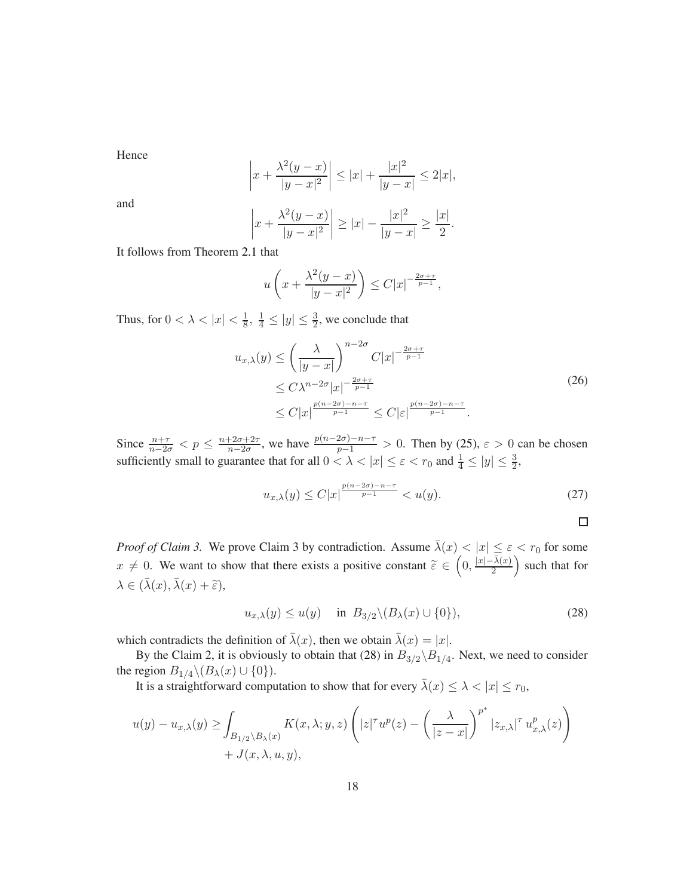Hence

$$\left| x + \frac{\lambda^2(y-x)}{|y-x|^2} \right| \le |x| + \frac{|x|^2}{|y-x|} \le 2|x|,$$

and

$$\left| x + \frac{\lambda^2(y-x)}{|y-x|^2} \right| \ge |x| - \frac{|x|^2}{|y-x|} \ge \frac{|x|}{2}.$$

It follows from Theorem 2.1 that

$$u\left( x + \frac{\lambda^2(y-x)}{|y-x|^2} \right) \le C|x|^{-\frac{2\sigma+\tau}{p-1}},$$

Thus, for $0 < \lambda < |x| < \frac{1}{8},\ \frac{1}{4} \le |y| \le \frac{3}{2}$, we conclude that

$$\begin{aligned} u_{x,\lambda}(y) &\le \left( \frac{\lambda}{|y-x|} \right)^{n-2\sigma} C|x|^{-\frac{2\sigma+\tau}{p-1}} \\ &\le C\lambda^{n-2\sigma}|x|^{-\frac{2\sigma+\tau}{p-1}} \\ &\le C|x|^{\frac{p(n-2\sigma)-n-\tau}{p-1}} \le C|\varepsilon|^{\frac{p(n-2\sigma)-n-\tau}{p-1}}. \end{aligned} \tag{26}$$

Since $\frac{n+\tau}{n-2\sigma} < p \le \frac{n+2\sigma+2\tau}{n-2\sigma}$, we have $\frac{p(n-2\sigma)-n-\tau}{p-1} > 0$. Then by (25), $\varepsilon > 0$ can be chosen sufficiently small to guarantee that for all $0 < \lambda < |x| \le \varepsilon < r_0$ and $\frac{1}{4} \le |y| \le \frac{3}{2}$,

$$u_{x,\lambda}(y) \le C|x|^{\frac{p(n-2\sigma)-n-\tau}{p-1}} < u(y). \tag{27}$$

□

*Proof of Claim 3.* We prove Claim 3 by contradiction. Assume $\bar{\lambda}(x) < |x| \le \varepsilon < r_0$ for some $x \neq 0$. We want to show that there exists a positive constant $\widetilde{\varepsilon} \in \left(0, \frac{|x|-\bar{\lambda}(x)}{2}\right)$ such that for $\lambda \in (\bar{\lambda}(x), \bar{\lambda}(x) + \widetilde{\varepsilon})$,

$$u_{x,\lambda}(y) \le u(y) \quad \text{in } B_{3/2}\backslash(B_\lambda(x) \cup \{0\}), \tag{28}$$

which contradicts the definition of $\bar{\lambda}(x)$, then we obtain $\bar{\lambda}(x) = |x|$.

By the Claim 2, it is obviously to obtain that (28) in $B_{3/2}\backslash B_{1/4}$. Next, we need to consider the region $B_{1/4}\backslash(B_\lambda(x) \cup \{0\})$.

It is a straightforward computation to show that for every $\bar{\lambda}(x) \le \lambda < |x| \le r_0$,

$$\begin{aligned} u(y) - u_{x,\lambda}(y) \ge &\int_{B_{1/2}\backslash B_\lambda(x)} K(x,\lambda;y,z) \left( |z|^\tau u^p(z) - \left( \frac{\lambda}{|z-x|} \right)^{p^*} |z_{x,\lambda}|^\tau u_{x,\lambda}^p(z) \right) \\ &+ J(x,\lambda,u,y), \end{aligned}$$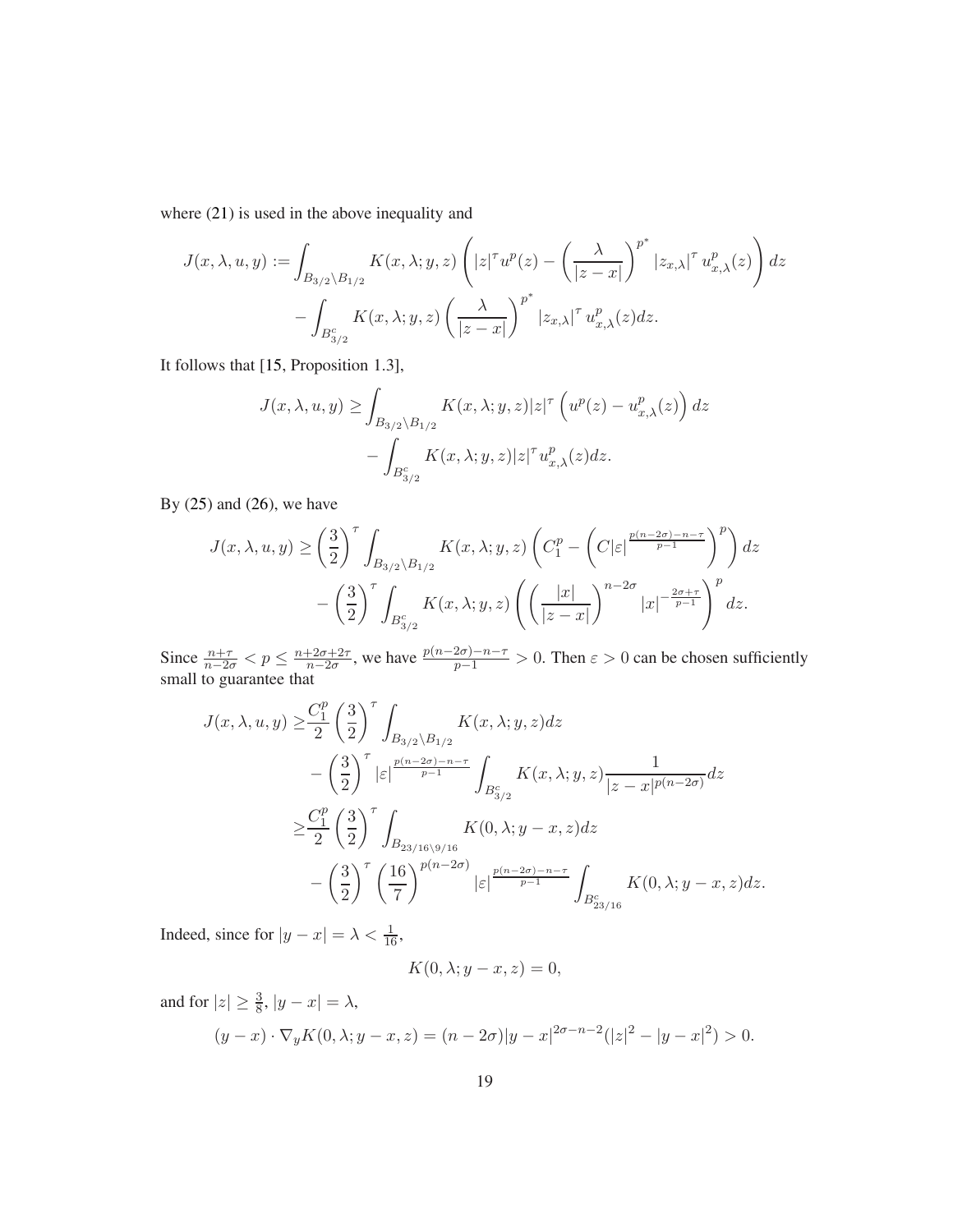where (21) is used in the above inequality and

$$
\begin{aligned}
J(x,\lambda,u,y) :=& \int_{B_{3/2}\setminus B_{1/2}} K(x,\lambda;y,z)\left(|z|^{\tau}u^{p}(z) - \left(\frac{\lambda}{|z-x|}\right)^{p^{*}}|z_{x,\lambda}|^{\tau}\, u_{x,\lambda}^{p}(z)\right)dz \\
&- \int_{B_{3/2}^{c}} K(x,\lambda;y,z)\left(\frac{\lambda}{|z-x|}\right)^{p^{*}}|z_{x,\lambda}|^{\tau}\, u_{x,\lambda}^{p}(z)dz.
\end{aligned}
$$

It follows that [15, Proposition 1.3],

$$
\begin{aligned}
J(x,\lambda,u,y) \geq& \int_{B_{3/2}\setminus B_{1/2}} K(x,\lambda;y,z)|z|^{\tau}\left(u^{p}(z) - u_{x,\lambda}^{p}(z)\right)dz \\
&- \int_{B_{3/2}^{c}} K(x,\lambda;y,z)|z|^{\tau}u_{x,\lambda}^{p}(z)dz.
\end{aligned}
$$

By (25) and (26), we have

$$
\begin{aligned}
J(x,\lambda,u,y) \geq& \left(\frac{3}{2}\right)^{\tau}\int_{B_{3/2}\setminus B_{1/2}} K(x,\lambda;y,z)\left(C_1^{p} - \left(C|\varepsilon|^{\frac{p(n-2\sigma)-n-\tau}{p-1}}\right)^{p}\right)dz \\
&- \left(\frac{3}{2}\right)^{\tau}\int_{B_{3/2}^{c}} K(x,\lambda;y,z)\left(\left(\frac{|x|}{|z-x|}\right)^{n-2\sigma}|x|^{-\frac{2\sigma+\tau}{p-1}}\right)^{p}dz.
\end{aligned}
$$

Since $\frac{n+\tau}{n-2\sigma} < p \leq \frac{n+2\sigma+2\tau}{n-2\sigma}$, we have $\frac{p(n-2\sigma)-n-\tau}{p-1} > 0$. Then $\varepsilon > 0$ can be chosen sufficiently small to guarantee that

$$
\begin{aligned}
J(x,\lambda,u,y) \geq& \frac{C_1^{p}}{2}\left(\frac{3}{2}\right)^{\tau}\int_{B_{3/2}\setminus B_{1/2}} K(x,\lambda;y,z)dz \\
&- \left(\frac{3}{2}\right)^{\tau}|\varepsilon|^{\frac{p(n-2\sigma)-n-\tau}{p-1}}\int_{B_{3/2}^{c}} K(x,\lambda;y,z)\frac{1}{|z-x|^{p(n-2\sigma)}}dz \\
\geq& \frac{C_1^{p}}{2}\left(\frac{3}{2}\right)^{\tau}\int_{B_{23/16}\setminus 9/16} K(0,\lambda;y-x,z)dz \\
&- \left(\frac{3}{2}\right)^{\tau}\left(\frac{16}{7}\right)^{p(n-2\sigma)}|\varepsilon|^{\frac{p(n-2\sigma)-n-\tau}{p-1}}\int_{B_{23/16}^{c}} K(0,\lambda;y-x,z)dz.
\end{aligned}
$$

Indeed, since for $|y-x| = \lambda < \frac{1}{16}$,

$$
K(0,\lambda;y-x,z) = 0,
$$

and for $|z| \geq \frac{3}{8}$, $|y-x| = \lambda$,

$$
(y-x)\cdot\nabla_y K(0,\lambda;y-x,z) = (n-2\sigma)|y-x|^{2\sigma-n-2}(|z|^2 - |y-x|^2) > 0.
$$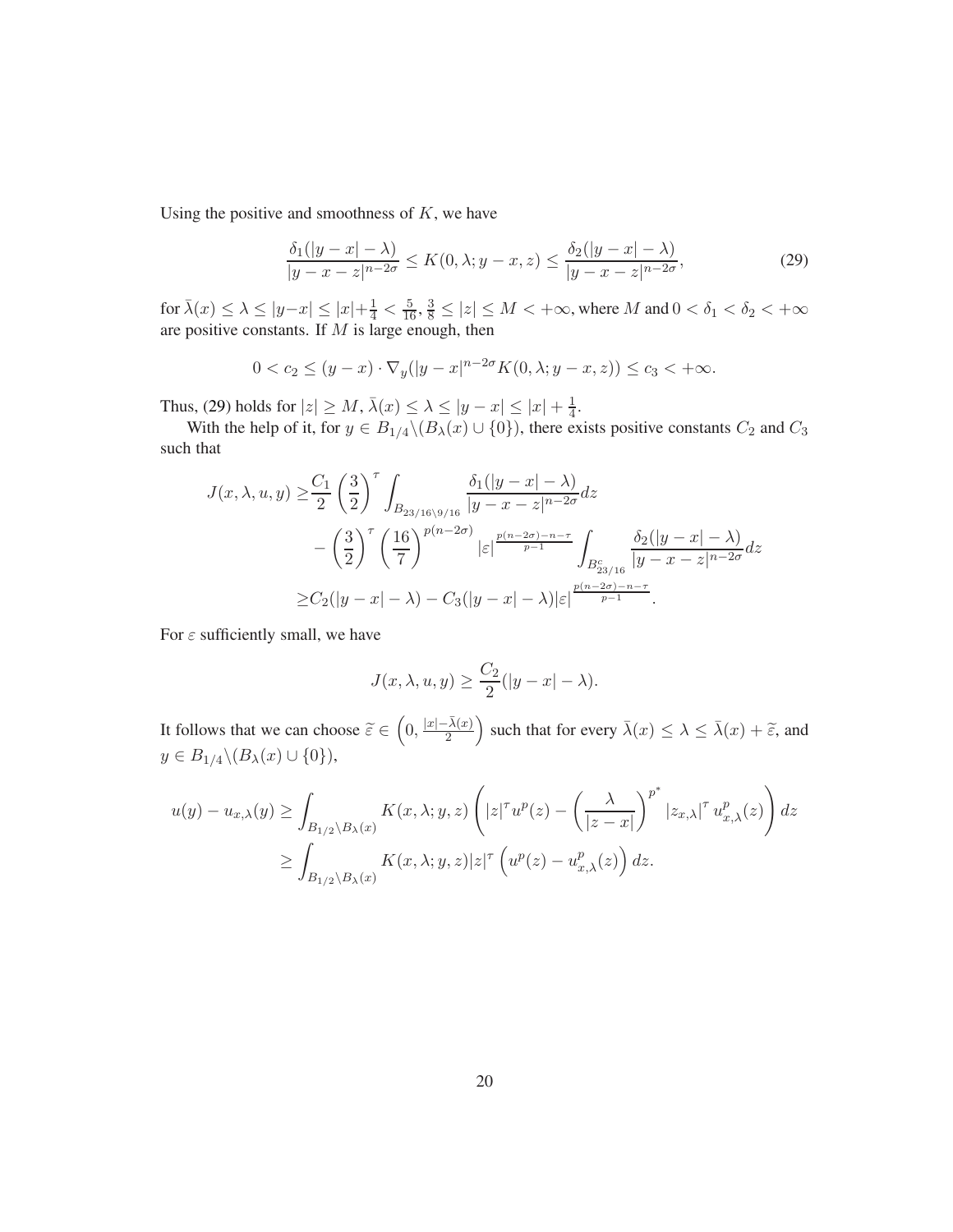Using the positive and smoothness of $K$, we have

$$\frac{\delta_1(|y-x|-\lambda)}{|y-x-z|^{n-2\sigma}} \leq K(0,\lambda;y-x,z) \leq \frac{\delta_2(|y-x|-\lambda)}{|y-x-z|^{n-2\sigma}}, \tag{29}$$

for $\bar{\lambda}(x) \leq \lambda \leq |y-x| \leq |x|+\frac{1}{4} < \frac{5}{16}, \frac{3}{8} \leq |z| \leq M < +\infty$, where $M$ and $0 < \delta_1 < \delta_2 < +\infty$ are positive constants. If $M$ is large enough, then

$$0 < c_2 \leq (y-x) \cdot \nabla_y(|y-x|^{n-2\sigma} K(0,\lambda;y-x,z)) \leq c_3 < +\infty.$$

Thus, (29) holds for $|z| \geq M$, $\bar{\lambda}(x) \leq \lambda \leq |y-x| \leq |x|+\frac{1}{4}$.

With the help of it, for $y \in B_{1/4}\backslash(B_\lambda(x) \cup \{0\})$, there exists positive constants $C_2$ and $C_3$ such that

$$\begin{aligned}
J(x,\lambda,u,y) \geq & \frac{C_1}{2}\left(\frac{3}{2}\right)^\tau \int_{B_{23/16}\backslash 9/16} \frac{\delta_1(|y-x|-\lambda)}{|y-x-z|^{n-2\sigma}} dz \\
& - \left(\frac{3}{2}\right)^\tau \left(\frac{16}{7}\right)^{p(n-2\sigma)} |\varepsilon|^{\frac{p(n-2\sigma)-n-\tau}{p-1}} \int_{B^c_{23/16}} \frac{\delta_2(|y-x|-\lambda)}{|y-x-z|^{n-2\sigma}} dz \\
\geq & C_2(|y-x|-\lambda) - C_3(|y-x|-\lambda)|\varepsilon|^{\frac{p(n-2\sigma)-n-\tau}{p-1}}.
\end{aligned}$$

For $\varepsilon$ sufficiently small, we have

$$J(x,\lambda,u,y) \geq \frac{C_2}{2}(|y-x|-\lambda).$$

It follows that we can choose $\widetilde{\varepsilon} \in \left(0, \frac{|x|-\bar{\lambda}(x)}{2}\right)$ such that for every $\bar{\lambda}(x) \leq \lambda \leq \bar{\lambda}(x)+\widetilde{\varepsilon}$, and $y \in B_{1/4}\backslash(B_\lambda(x) \cup \{0\})$,

$$\begin{aligned}
u(y) - u_{x,\lambda}(y) \geq & \int_{B_{1/2}\backslash B_\lambda(x)} K(x,\lambda;y,z)\left(|z|^\tau u^p(z) - \left(\frac{\lambda}{|z-x|}\right)^{p^*} |z_{x,\lambda}|^\tau u^p_{x,\lambda}(z)\right) dz \\
\geq & \int_{B_{1/2}\backslash B_\lambda(x)} K(x,\lambda;y,z)|z|^\tau \left(u^p(z) - u^p_{x,\lambda}(z)\right) dz.
\end{aligned}$$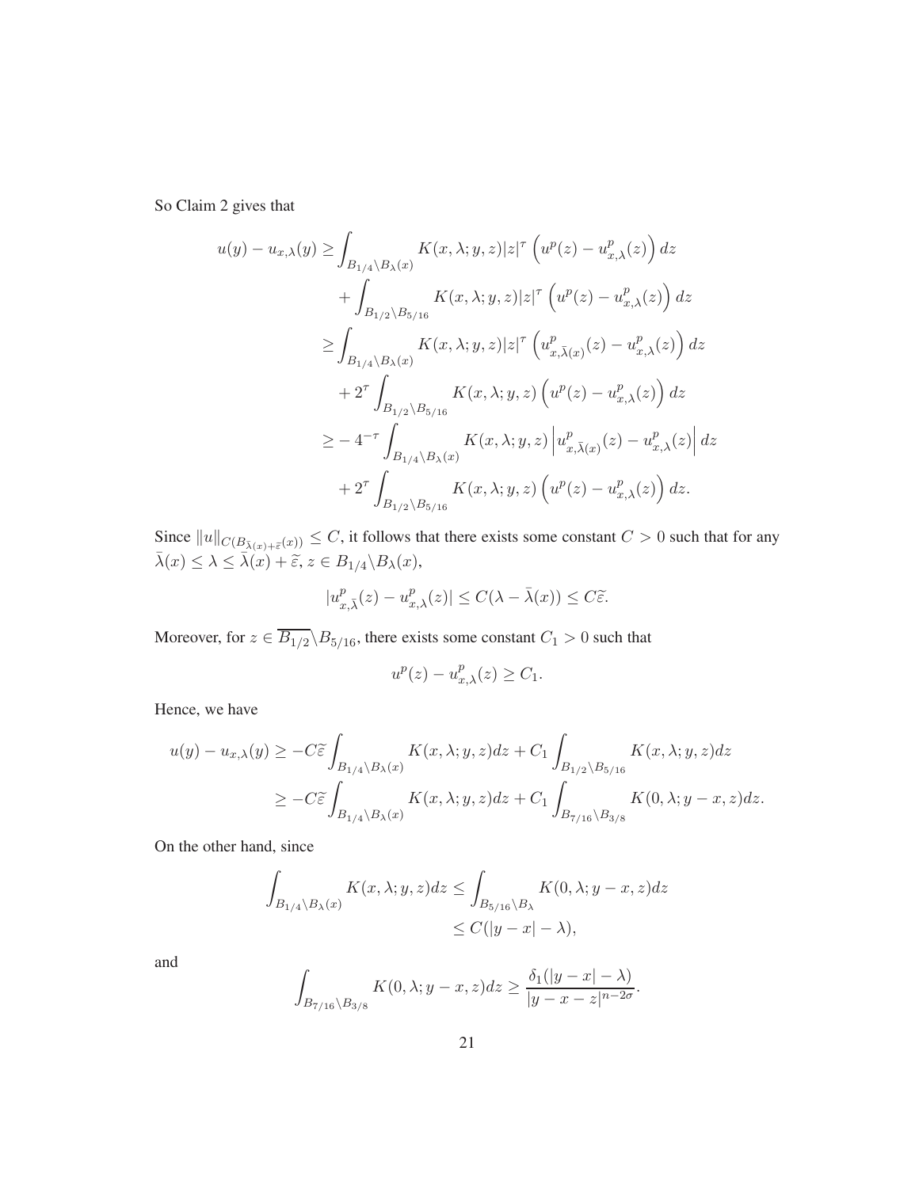So Claim 2 gives that

$$
\begin{aligned}
u(y) - u_{x,\lambda}(y) \geq & \int_{B_{1/4} \setminus B_\lambda(x)} K(x, \lambda; y, z)|z|^\tau \left( u^p(z) - u^p_{x,\lambda}(z) \right) dz \\
& + \int_{B_{1/2} \setminus B_{5/16}} K(x, \lambda; y, z)|z|^\tau \left( u^p(z) - u^p_{x,\lambda}(z) \right) dz \\
\geq & \int_{B_{1/4} \setminus B_\lambda(x)} K(x, \lambda; y, z)|z|^\tau \left( u^p_{x,\bar{\lambda}(x)}(z) - u^p_{x,\lambda}(z) \right) dz \\
& + 2^\tau \int_{B_{1/2} \setminus B_{5/16}} K(x, \lambda; y, z) \left( u^p(z) - u^p_{x,\lambda}(z) \right) dz \\
\geq & - 4^{-\tau} \int_{B_{1/4} \setminus B_\lambda(x)} K(x, \lambda; y, z) \left| u^p_{x,\bar{\lambda}(x)}(z) - u^p_{x,\lambda}(z) \right| dz \\
& + 2^\tau \int_{B_{1/2} \setminus B_{5/16}} K(x, \lambda; y, z) \left( u^p(z) - u^p_{x,\lambda}(z) \right) dz.
\end{aligned}
$$

Since $\|u\|_{C(B_{\bar{\lambda}(x)+\tilde{\varepsilon}}(x))} \leq C$, it follows that there exists some constant $C > 0$ such that for any $\bar{\lambda}(x) \leq \lambda \leq \bar{\lambda}(x) + \tilde{\varepsilon}$, $z \in B_{1/4} \setminus B_\lambda(x)$,

$$
|u^p_{x,\bar{\lambda}}(z) - u^p_{x,\lambda}(z)| \leq C(\lambda - \bar{\lambda}(x)) \leq C\tilde{\varepsilon}.
$$

Moreover, for $z \in \overline{B_{1/2}} \setminus B_{5/16}$, there exists some constant $C_1 > 0$ such that

$$
u^p(z) - u^p_{x,\lambda}(z) \geq C_1.
$$

Hence, we have

$$
\begin{aligned}
u(y) - u_{x,\lambda}(y) & \geq -C\tilde{\varepsilon} \int_{B_{1/4} \setminus B_\lambda(x)} K(x, \lambda; y, z) dz + C_1 \int_{B_{1/2} \setminus B_{5/16}} K(x, \lambda; y, z) dz \\
& \geq -C\tilde{\varepsilon} \int_{B_{1/4} \setminus B_\lambda(x)} K(x, \lambda; y, z) dz + C_1 \int_{B_{7/16} \setminus B_{3/8}} K(0, \lambda; y - x, z) dz.
\end{aligned}
$$

On the other hand, since

$$
\begin{aligned}
\int_{B_{1/4} \setminus B_\lambda(x)} K(x, \lambda; y, z) dz & \leq \int_{B_{5/16} \setminus B_\lambda} K(0, \lambda; y - x, z) dz \\
& \leq C(|y - x| - \lambda),
\end{aligned}
$$

and

$$
\int_{B_{7/16} \setminus B_{3/8}} K(0, \lambda; y - x, z) dz \geq \frac{\delta_1(|y - x| - \lambda)}{|y - x - z|^{n-2\sigma}}.
$$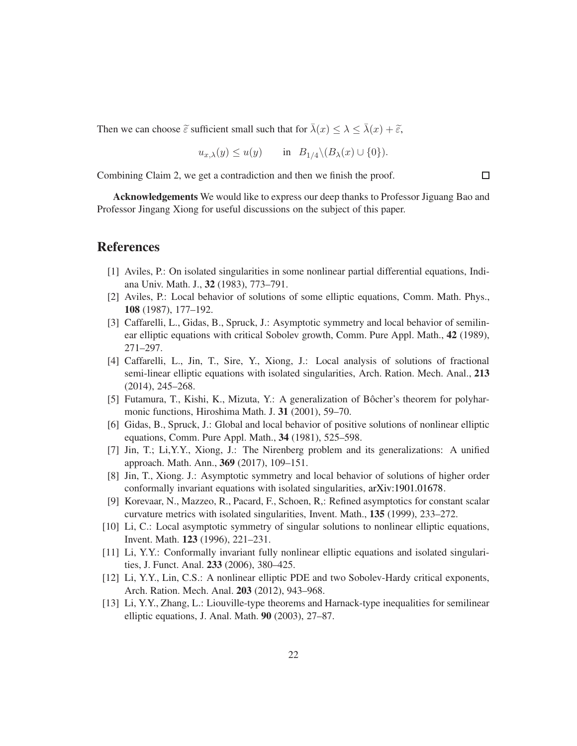Then we can choose $\widetilde{\varepsilon}$ sufficient small such that for $\bar{\lambda}(x) \leq \lambda \leq \bar{\lambda}(x) + \widetilde{\varepsilon}$,

$$u_{x,\lambda}(y) \leq u(y) \qquad \text{in} \ \ B_{1/4} \backslash (B_{\lambda}(x) \cup \{0\}).$$

Combining Claim 2, we get a contradiction and then we finish the proof. $\square$

**Acknowledgements** We would like to express our deep thanks to Professor Jiguang Bao and Professor Jingang Xiong for useful discussions on the subject of this paper.

# References

[1] Aviles, P.: On isolated singularities in some nonlinear partial differential equations, Indiana Univ. Math. J., **32** (1983), 773–791.

[2] Aviles, P.: Local behavior of solutions of some elliptic equations, Comm. Math. Phys., **108** (1987), 177–192.

[3] Caffarelli, L., Gidas, B., Spruck, J.: Asymptotic symmetry and local behavior of semilinear elliptic equations with critical Sobolev growth, Comm. Pure Appl. Math., **42** (1989), 271–297.

[4] Caffarelli, L., Jin, T., Sire, Y., Xiong, J.: Local analysis of solutions of fractional semi-linear elliptic equations with isolated singularities, Arch. Ration. Mech. Anal., **213** (2014), 245–268.

[5] Futamura, T., Kishi, K., Mizuta, Y.: A generalization of Bôcher's theorem for polyharmonic functions, Hiroshima Math. J. **31** (2001), 59–70.

[6] Gidas, B., Spruck, J.: Global and local behavior of positive solutions of nonlinear elliptic equations, Comm. Pure Appl. Math., **34** (1981), 525–598.

[7] Jin, T.; Li,Y.Y., Xiong, J.: The Nirenberg problem and its generalizations: A unified approach. Math. Ann., **369** (2017), 109–151.

[8] Jin, T., Xiong. J.: Asymptotic symmetry and local behavior of solutions of higher order conformally invariant equations with isolated singularities, arXiv:1901.01678.

[9] Korevaar, N., Mazzeo, R., Pacard, F., Schoen, R,: Refined asymptotics for constant scalar curvature metrics with isolated singularities, Invent. Math., **135** (1999), 233–272.

[10] Li, C.: Local asymptotic symmetry of singular solutions to nonlinear elliptic equations, Invent. Math. **123** (1996), 221–231.

[11] Li, Y.Y.: Conformally invariant fully nonlinear elliptic equations and isolated singularities, J. Funct. Anal. **233** (2006), 380–425.

[12] Li, Y.Y., Lin, C.S.: A nonlinear elliptic PDE and two Sobolev-Hardy critical exponents, Arch. Ration. Mech. Anal. **203** (2012), 943–968.

[13] Li, Y.Y., Zhang, L.: Liouville-type theorems and Harnack-type inequalities for semilinear elliptic equations, J. Anal. Math. **90** (2003), 27–87.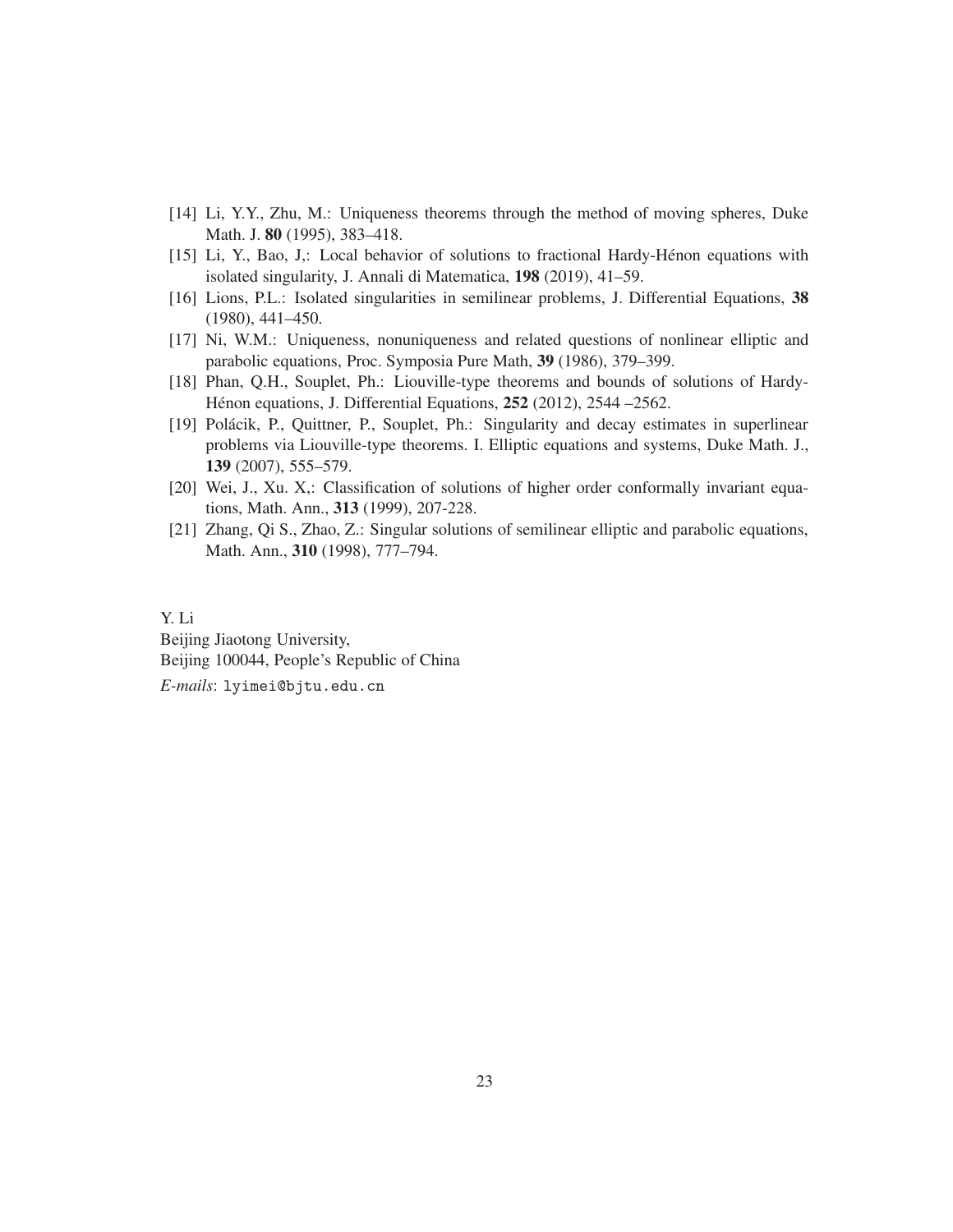[14] Li, Y.Y., Zhu, M.: Uniqueness theorems through the method of moving spheres, Duke Math. J. **80** (1995), 383–418.

[15] Li, Y., Bao, J,: Local behavior of solutions to fractional Hardy-Hénon equations with isolated singularity, J. Annali di Matematica, **198** (2019), 41–59.

[16] Lions, P.L.: Isolated singularities in semilinear problems, J. Differential Equations, **38** (1980), 441–450.

[17] Ni, W.M.: Uniqueness, nonuniqueness and related questions of nonlinear elliptic and parabolic equations, Proc. Symposia Pure Math, **39** (1986), 379–399.

[18] Phan, Q.H., Souplet, Ph.: Liouville-type theorems and bounds of solutions of Hardy-Hénon equations, J. Differential Equations, **252** (2012), 2544 –2562.

[19] Polácik, P., Quittner, P., Souplet, Ph.: Singularity and decay estimates in superlinear problems via Liouville-type theorems. I. Elliptic equations and systems, Duke Math. J., **139** (2007), 555–579.

[20] Wei, J., Xu. X,: Classification of solutions of higher order conformally invariant equations, Math. Ann., **313** (1999), 207-228.

[21] Zhang, Qi S., Zhao, Z.: Singular solutions of semilinear elliptic and parabolic equations, Math. Ann., **310** (1998), 777–794.

Y. Li
Beijing Jiaotong University,
Beijing 100044, People's Republic of China
*E-mails*: lyimei@bjtu.edu.cn